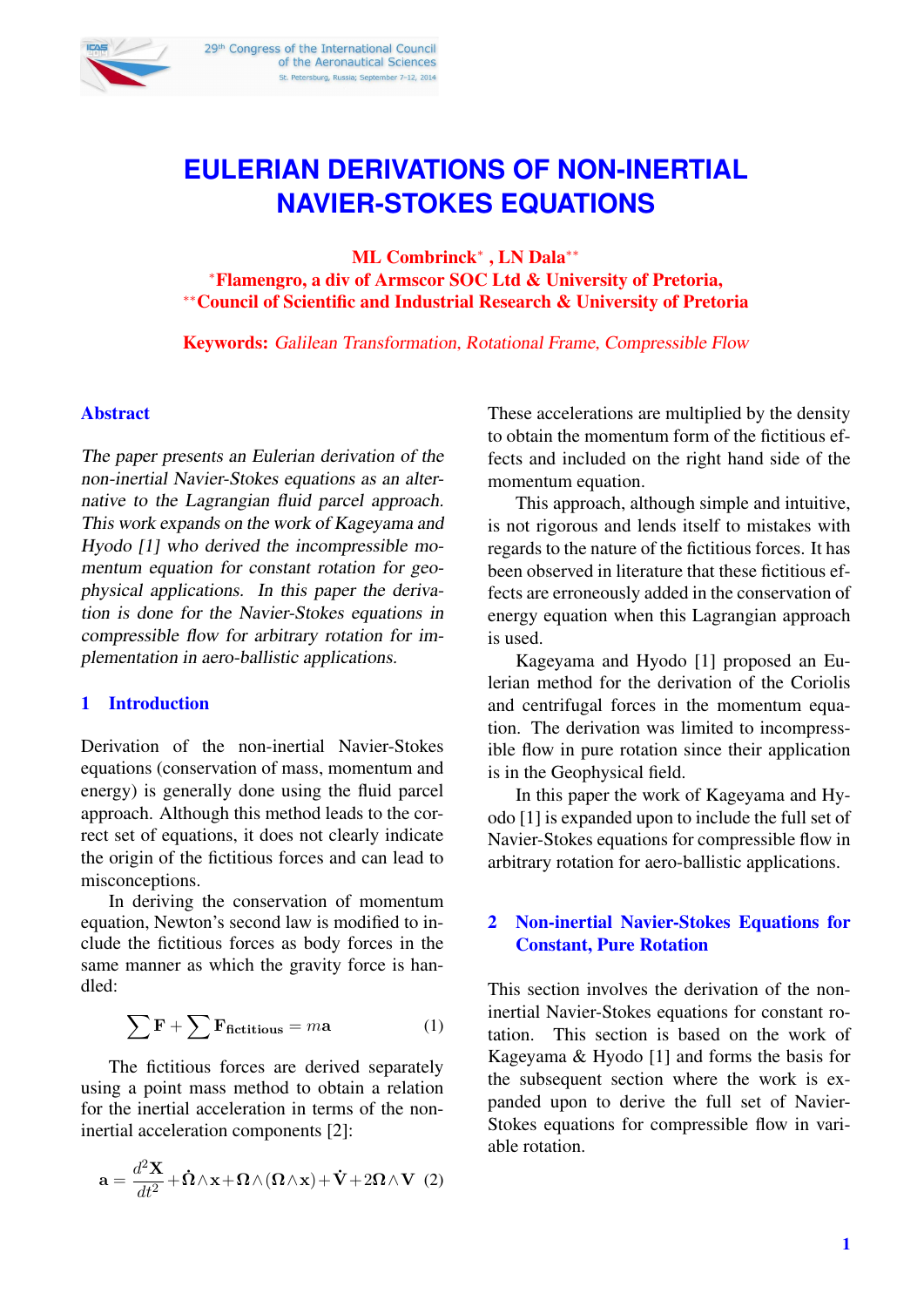# EULERIAN DERIVATIONS OF NON-INERTIAL NAVIER-STOKES EQUATIONS

**ML Combrinck[*] , LN Dala[**]**
**[*]Flamengro, a div of Armscor SOC Ltd & University of Pretoria,**
**[**]Council of Scientific and Industrial Research & University of Pretoria**

**Keywords:** *Galilean Transformation, Rotational Frame, Compressible Flow*

## Abstract

*The paper presents an Eulerian derivation of the non-inertial Navier-Stokes equations as an alternative to the Lagrangian fluid parcel approach. This work expands on the work of Kageyama and Hyodo [1] who derived the incompressible momentum equation for constant rotation for geophysical applications. In this paper the derivation is done for the Navier-Stokes equations in compressible flow for arbitrary rotation for implementation in aero-ballistic applications.*

## 1 Introduction

Derivation of the non-inertial Navier-Stokes equations (conservation of mass, momentum and energy) is generally done using the fluid parcel approach. Although this method leads to the correct set of equations, it does not clearly indicate the origin of the fictitious forces and can lead to misconceptions.

In deriving the conservation of momentum equation, Newton's second law is modified to include the fictitious forces as body forces in the same manner as which the gravity force is handled:

$$\sum \mathbf{F} + \sum \mathbf{F}_{\text{fictitious}} = m\mathbf{a} \tag{1}$$

The fictitious forces are derived separately using a point mass method to obtain a relation for the inertial acceleration in terms of the non-inertial acceleration components [2]:

$$\mathbf{a} = \frac{d^2\mathbf{X}}{dt^2} + \dot{\mathbf{\Omega}} \wedge \mathbf{x} + \mathbf{\Omega} \wedge (\mathbf{\Omega} \wedge \mathbf{x}) + \dot{\mathbf{V}} + 2\mathbf{\Omega} \wedge \mathbf{V} \tag{2}$$

These accelerations are multiplied by the density to obtain the momentum form of the fictitious effects and included on the right hand side of the momentum equation.

This approach, although simple and intuitive, is not rigorous and lends itself to mistakes with regards to the nature of the fictitious forces. It has been observed in literature that these fictitious effects are erroneously added in the conservation of energy equation when this Lagrangian approach is used.

Kageyama and Hyodo [1] proposed an Eulerian method for the derivation of the Coriolis and centrifugal forces in the momentum equation. The derivation was limited to incompressible flow in pure rotation since their application is in the Geophysical field.

In this paper the work of Kageyama and Hyodo [1] is expanded upon to include the full set of Navier-Stokes equations for compressible flow in arbitrary rotation for aero-ballistic applications.

## 2 Non-inertial Navier-Stokes Equations for Constant, Pure Rotation

This section involves the derivation of the non-inertial Navier-Stokes equations for constant rotation. This section is based on the work of Kageyama & Hyodo [1] and forms the basis for the subsequent section where the work is expanded upon to derive the full set of Navier-Stokes equations for compressible flow in variable rotation.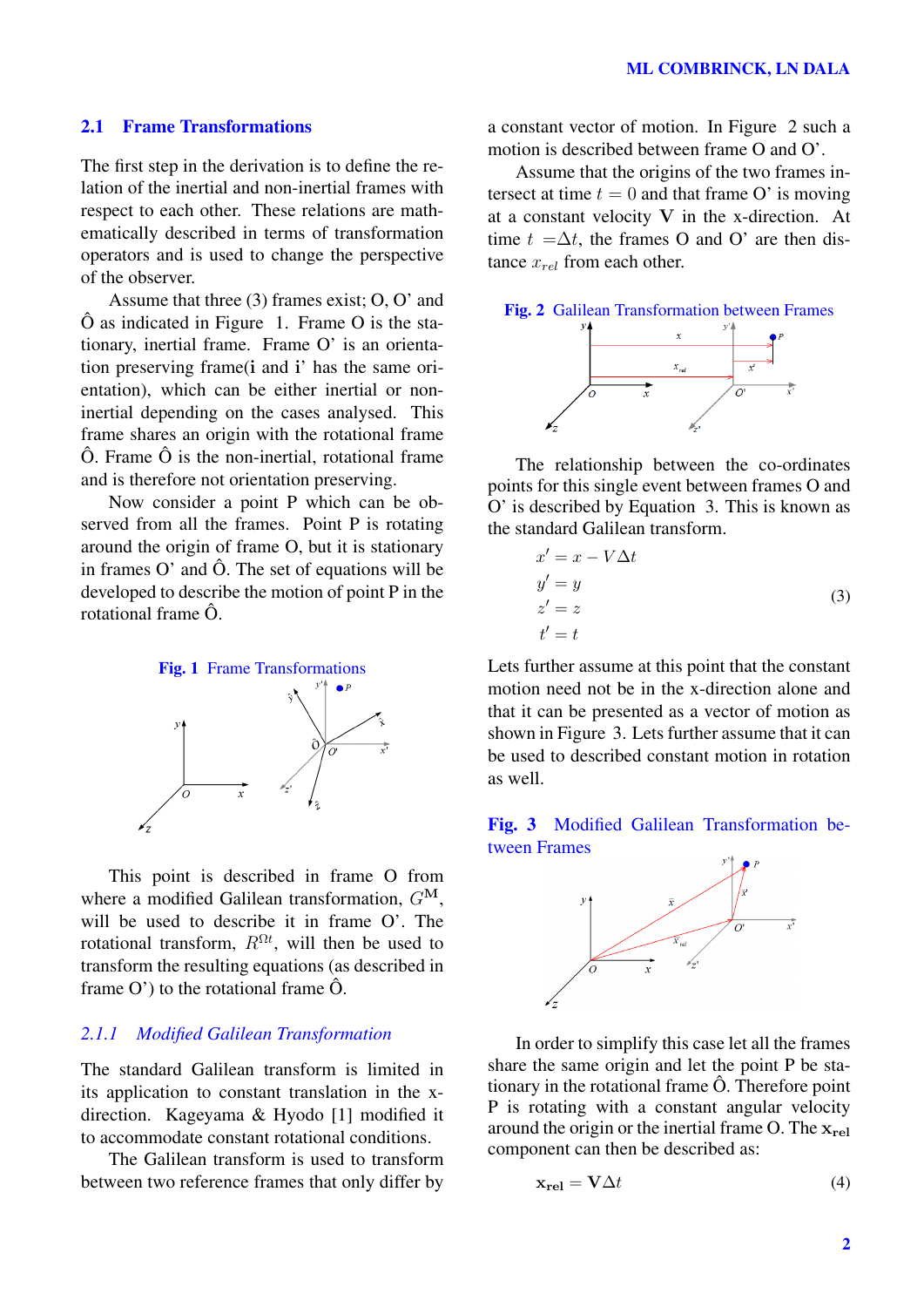## 2.1 Frame Transformations

The first step in the derivation is to define the relation of the inertial and non-inertial frames with respect to each other. These relations are mathematically described in terms of transformation operators and is used to change the perspective of the observer.

Assume that three (3) frames exist; O, O' and Ô as indicated in Figure 1. Frame O is the stationary, inertial frame. Frame O' is an orientation preserving frame(**i** and **i**' has the same orientation), which can be either inertial or non-inertial depending on the cases analysed. This frame shares an origin with the rotational frame Ô. Frame Ô is the non-inertial, rotational frame and is therefore not orientation preserving.

Now consider a point P which can be observed from all the frames. Point P is rotating around the origin of frame O, but it is stationary in frames O' and Ô. The set of equations will be developed to describe the motion of point P in the rotational frame Ô.

**Fig. 1** Frame Transformations

This point is described in frame O from where a modified Galilean transformation, $G^{\mathbf{M}}$, will be used to describe it in frame O'. The rotational transform, $R^{\Omega t}$, will then be used to transform the resulting equations (as described in frame O') to the rotational frame Ô.

### *2.1.1 Modified Galilean Transformation*

The standard Galilean transform is limited in its application to constant translation in the x-direction. Kageyama & Hyodo [1] modified it to accommodate constant rotational conditions.

The Galilean transform is used to transform between two reference frames that only differ by a constant vector of motion. In Figure 2 such a motion is described between frame O and O'.

Assume that the origins of the two frames intersect at time $t = 0$ and that frame O' is moving at a constant velocity $\mathbf{V}$ in the x-direction. At time $t = \Delta t$, the frames O and O' are then distance $x_{rel}$ from each other.

**Fig. 2** Galilean Transformation between Frames

The relationship between the co-ordinates points for this single event between frames O and O' is described by Equation 3. This is known as the standard Galilean transform.

$$
\begin{aligned}
x' &= x - V\Delta t \\
y' &= y \\
z' &= z \\
t' &= t
\end{aligned}
\tag{3}
$$

Lets further assume at this point that the constant motion need not be in the x-direction alone and that it can be presented as a vector of motion as shown in Figure 3. Lets further assume that it can be used to described constant motion in rotation as well.

**Fig. 3** Modified Galilean Transformation between Frames

In order to simplify this case let all the frames share the same origin and let the point P be stationary in the rotational frame Ô. Therefore point P is rotating with a constant angular velocity around the origin or the inertial frame O. The $\mathbf{x_{rel}}$ component can then be described as:

$$
\mathbf{x_{rel}} = \mathbf{V}\Delta t \tag{4}
$$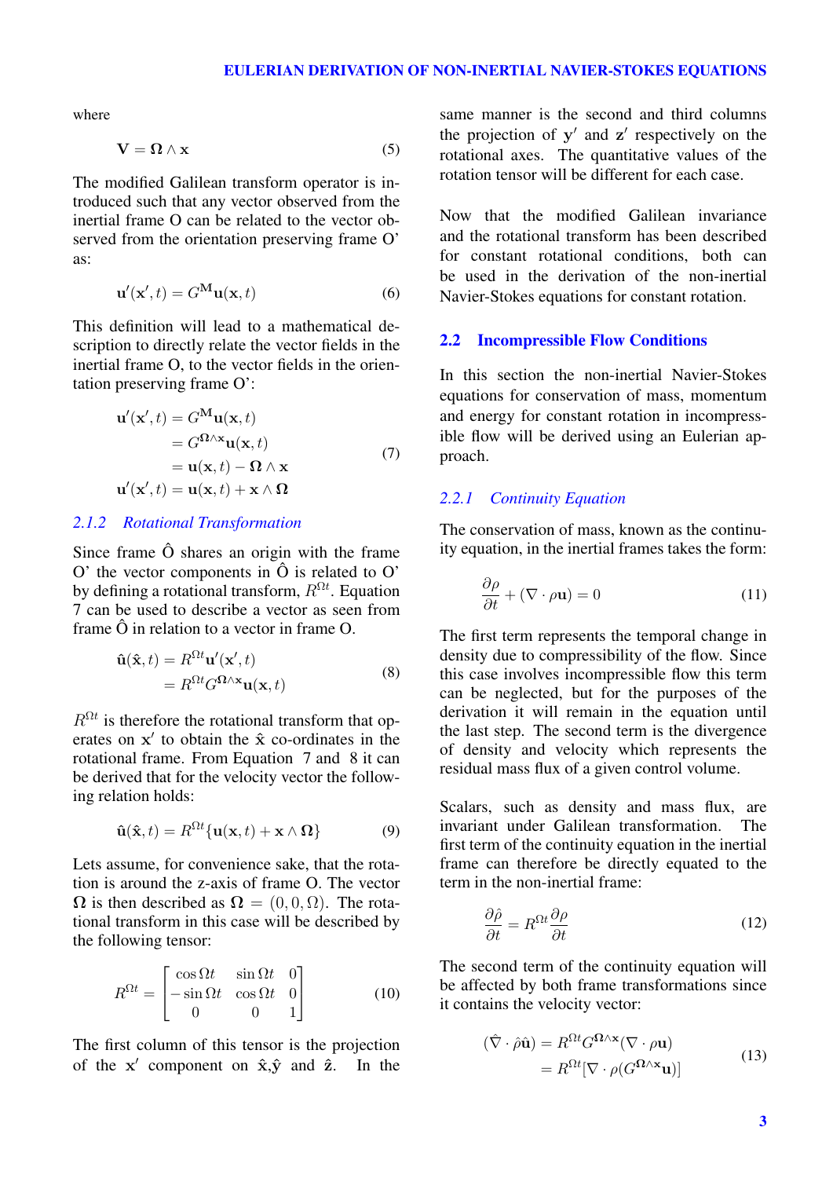where

$$\mathbf{V} = \mathbf{\Omega} \wedge \mathbf{x} \tag{5}$$

The modified Galilean transform operator is introduced such that any vector observed from the inertial frame O can be related to the vector observed from the orientation preserving frame O' as:

$$\mathbf{u}'(\mathbf{x}', t) = G^{\mathbf{M}}\mathbf{u}(\mathbf{x}, t) \tag{6}$$

This definition will lead to a mathematical description to directly relate the vector fields in the inertial frame O, to the vector fields in the orientation preserving frame O':

$$\begin{aligned}
\mathbf{u}'(\mathbf{x}', t) &= G^{\mathbf{M}}\mathbf{u}(\mathbf{x}, t) \\
&= G^{\mathbf{\Omega}\wedge\mathbf{x}}\mathbf{u}(\mathbf{x}, t) \\
&= \mathbf{u}(\mathbf{x}, t) - \mathbf{\Omega} \wedge \mathbf{x} \\
\mathbf{u}'(\mathbf{x}', t) &= \mathbf{u}(\mathbf{x}, t) + \mathbf{x} \wedge \mathbf{\Omega}
\end{aligned} \tag{7}$$

### *2.1.2 Rotational Transformation*

Since frame Ô shares an origin with the frame O' the vector components in Ô is related to O' by defining a rotational transform, $R^{\Omega t}$. Equation 7 can be used to describe a vector as seen from frame Ô in relation to a vector in frame O.

$$\begin{aligned}
\hat{\mathbf{u}}(\hat{\mathbf{x}}, t) &= R^{\Omega t}\mathbf{u}'(\mathbf{x}', t) \\
&= R^{\Omega t} G^{\mathbf{\Omega}\wedge\mathbf{x}}\mathbf{u}(\mathbf{x}, t)
\end{aligned} \tag{8}$$

$R^{\Omega t}$ is therefore the rotational transform that operates on $\mathbf{x}'$ to obtain the $\hat{\mathbf{x}}$ co-ordinates in the rotational frame. From Equation 7 and 8 it can be derived that for the velocity vector the following relation holds:

$$\hat{\mathbf{u}}(\hat{\mathbf{x}}, t) = R^{\Omega t}\{\mathbf{u}(\mathbf{x}, t) + \mathbf{x} \wedge \mathbf{\Omega}\} \tag{9}$$

Lets assume, for convenience sake, that the rotation is around the z-axis of frame O. The vector $\mathbf{\Omega}$ is then described as $\mathbf{\Omega} = (0, 0, \Omega)$. The rotational transform in this case will be described by the following tensor:

$$R^{\Omega t} = \begin{bmatrix} \cos \Omega t & \sin \Omega t & 0 \\ -\sin \Omega t & \cos \Omega t & 0 \\ 0 & 0 & 1 \end{bmatrix} \tag{10}$$

The first column of this tensor is the projection of the $\mathbf{x}'$ component on $\hat{\mathbf{x}}$,$\hat{\mathbf{y}}$ and $\hat{\mathbf{z}}$. In the same manner is the second and third columns the projection of $\mathbf{y}'$ and $\mathbf{z}'$ respectively on the rotational axes. The quantitative values of the rotation tensor will be different for each case.

Now that the modified Galilean invariance and the rotational transform has been described for constant rotational conditions, both can be used in the derivation of the non-inertial Navier-Stokes equations for constant rotation.

## 2.2 Incompressible Flow Conditions

In this section the non-inertial Navier-Stokes equations for conservation of mass, momentum and energy for constant rotation in incompressible flow will be derived using an Eulerian approach.

### *2.2.1 Continuity Equation*

The conservation of mass, known as the continuity equation, in the inertial frames takes the form:

$$\frac{\partial \rho}{\partial t} + (\nabla \cdot \rho \mathbf{u}) = 0 \tag{11}$$

The first term represents the temporal change in density due to compressibility of the flow. Since this case involves incompressible flow this term can be neglected, but for the purposes of the derivation it will remain in the equation until the last step. The second term is the divergence of density and velocity which represents the residual mass flux of a given control volume.

Scalars, such as density and mass flux, are invariant under Galilean transformation. The first term of the continuity equation in the inertial frame can therefore be directly equated to the term in the non-inertial frame:

$$\frac{\partial \hat{\rho}}{\partial t} = R^{\Omega t}\frac{\partial \rho}{\partial t} \tag{12}$$

The second term of the continuity equation will be affected by both frame transformations since it contains the velocity vector:

$$\begin{aligned}
(\hat{\nabla} \cdot \hat{\rho}\hat{\mathbf{u}}) &= R^{\Omega t} G^{\mathbf{\Omega}\wedge\mathbf{x}}(\nabla \cdot \rho \mathbf{u}) \\
&= R^{\Omega t}[\nabla \cdot \rho(G^{\mathbf{\Omega}\wedge\mathbf{x}}\mathbf{u})]
\end{aligned} \tag{13}$$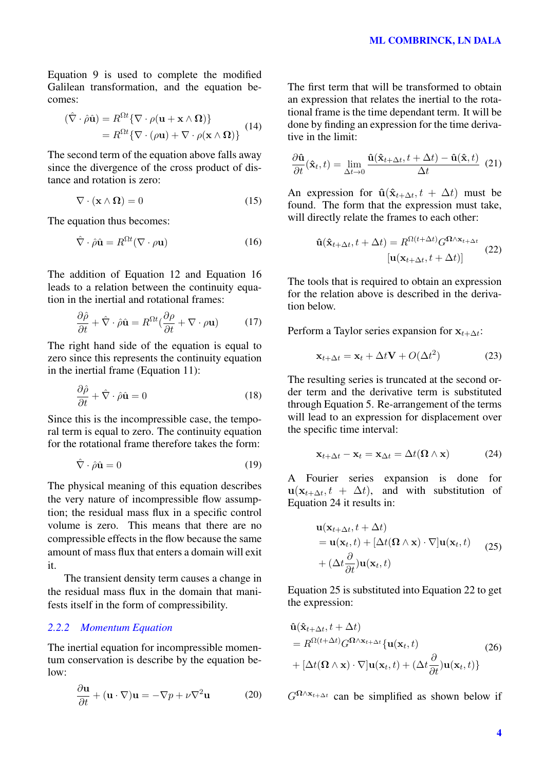Equation 9 is used to complete the modified Galilean transformation, and the equation becomes:

$$(\hat{\nabla} \cdot \hat{\rho}\hat{\mathbf{u}}) = R^{\Omega t}\{\nabla \cdot \rho(\mathbf{u} + \mathbf{x} \wedge \mathbf{\Omega})\} \\ = R^{\Omega t}\{\nabla \cdot (\rho\mathbf{u}) + \nabla \cdot \rho(\mathbf{x} \wedge \mathbf{\Omega})\} \tag{14}$$

The second term of the equation above falls away since the divergence of the cross product of distance and rotation is zero:

$$\nabla \cdot (\mathbf{x} \wedge \mathbf{\Omega}) = 0 \tag{15}$$

The equation thus becomes:

$$\hat{\nabla} \cdot \hat{\rho}\hat{\mathbf{u}} = R^{\Omega t}(\nabla \cdot \rho\mathbf{u}) \tag{16}$$

The addition of Equation 12 and Equation 16 leads to a relation between the continuity equation in the inertial and rotational frames:

$$\frac{\partial \hat{\rho}}{\partial t} + \hat{\nabla} \cdot \hat{\rho}\hat{\mathbf{u}} = R^{\Omega t}(\frac{\partial \rho}{\partial t} + \nabla \cdot \rho\mathbf{u}) \tag{17}$$

The right hand side of the equation is equal to zero since this represents the continuity equation in the inertial frame (Equation 11):

$$\frac{\partial \hat{\rho}}{\partial t} + \hat{\nabla} \cdot \hat{\rho}\hat{\mathbf{u}} = 0 \tag{18}$$

Since this is the incompressible case, the temporal term is equal to zero. The continuity equation for the rotational frame therefore takes the form:

$$\hat{\nabla} \cdot \hat{\rho}\hat{\mathbf{u}} = 0 \tag{19}$$

The physical meaning of this equation describes the very nature of incompressible flow assumption; the residual mass flux in a specific control volume is zero. This means that there are no compressible effects in the flow because the same amount of mass flux that enters a domain will exit it.

The transient density term causes a change in the residual mass flux in the domain that manifests itself in the form of compressibility.

### 2.2.2 *Momentum Equation*

The inertial equation for incompressible momentum conservation is describe by the equation below:

$$\frac{\partial \mathbf{u}}{\partial t} + (\mathbf{u} \cdot \nabla)\mathbf{u} = -\nabla p + \nu\nabla^2\mathbf{u} \tag{20}$$

The first term that will be transformed to obtain an expression that relates the inertial to the rotational frame is the time dependant term. It will be done by finding an expression for the time derivative in the limit:

$$\frac{\partial \hat{\mathbf{u}}}{\partial t}(\hat{\mathbf{x}}_t, t) = \lim_{\Delta t \to 0} \frac{\hat{\mathbf{u}}(\hat{\mathbf{x}}_{t+\Delta t}, t + \Delta t) - \hat{\mathbf{u}}(\hat{\mathbf{x}}, t)}{\Delta t} \tag{21}$$

An expression for $\hat{\mathbf{u}}(\hat{\mathbf{x}}_{t+\Delta t}, t + \Delta t)$ must be found. The form that the expression must take, will directly relate the frames to each other:

$$\hat{\mathbf{u}}(\hat{\mathbf{x}}_{t+\Delta t}, t + \Delta t) = R^{\Omega(t+\Delta t)}G^{\mathbf{\Omega} \wedge \mathbf{x}_{t+\Delta t}} \\ [\mathbf{u}(\mathbf{x}_{t+\Delta t}, t + \Delta t)] \tag{22}$$

The tools that is required to obtain an expression for the relation above is described in the derivation below.

Perform a Taylor series expansion for $\mathbf{x}_{t+\Delta t}$:

$$\mathbf{x}_{t+\Delta t} = \mathbf{x}_t + \Delta t\mathbf{V} + O(\Delta t^2) \tag{23}$$

The resulting series is truncated at the second order term and the derivative term is substituted through Equation 5. Re-arrangement of the terms will lead to an expression for displacement over the specific time interval:

$$\mathbf{x}_{t+\Delta t} - \mathbf{x}_t = \mathbf{x}_{\Delta t} = \Delta t(\mathbf{\Omega} \wedge \mathbf{x}) \tag{24}$$

A Fourier series expansion is done for $\mathbf{u}(\mathbf{x}_{t+\Delta t}, t + \Delta t)$, and with substitution of Equation 24 it results in:

$$\mathbf{u}(\mathbf{x}_{t+\Delta t}, t + \Delta t) \\ = \mathbf{u}(\mathbf{x}_t, t) + [\Delta t(\mathbf{\Omega} \wedge \mathbf{x}) \cdot \nabla]\mathbf{u}(\mathbf{x}_t, t) \\ + (\Delta t\frac{\partial}{\partial t})\mathbf{u}(\mathbf{x}_t, t) \tag{25}$$

Equation 25 is substituted into Equation 22 to get the expression:

$$\hat{\mathbf{u}}(\hat{\mathbf{x}}_{t+\Delta t}, t + \Delta t) \\ = R^{\Omega(t+\Delta t)}G^{\mathbf{\Omega} \wedge \mathbf{x}_{t+\Delta t}}\{\mathbf{u}(\mathbf{x}_t, t) \\ + [\Delta t(\mathbf{\Omega} \wedge \mathbf{x}) \cdot \nabla]\mathbf{u}(\mathbf{x}_t, t) + (\Delta t\frac{\partial}{\partial t})\mathbf{u}(\mathbf{x}_t, t)\} \tag{26}$$

$G^{\mathbf{\Omega} \wedge \mathbf{x}_{t+\Delta t}}$ can be simplified as shown below if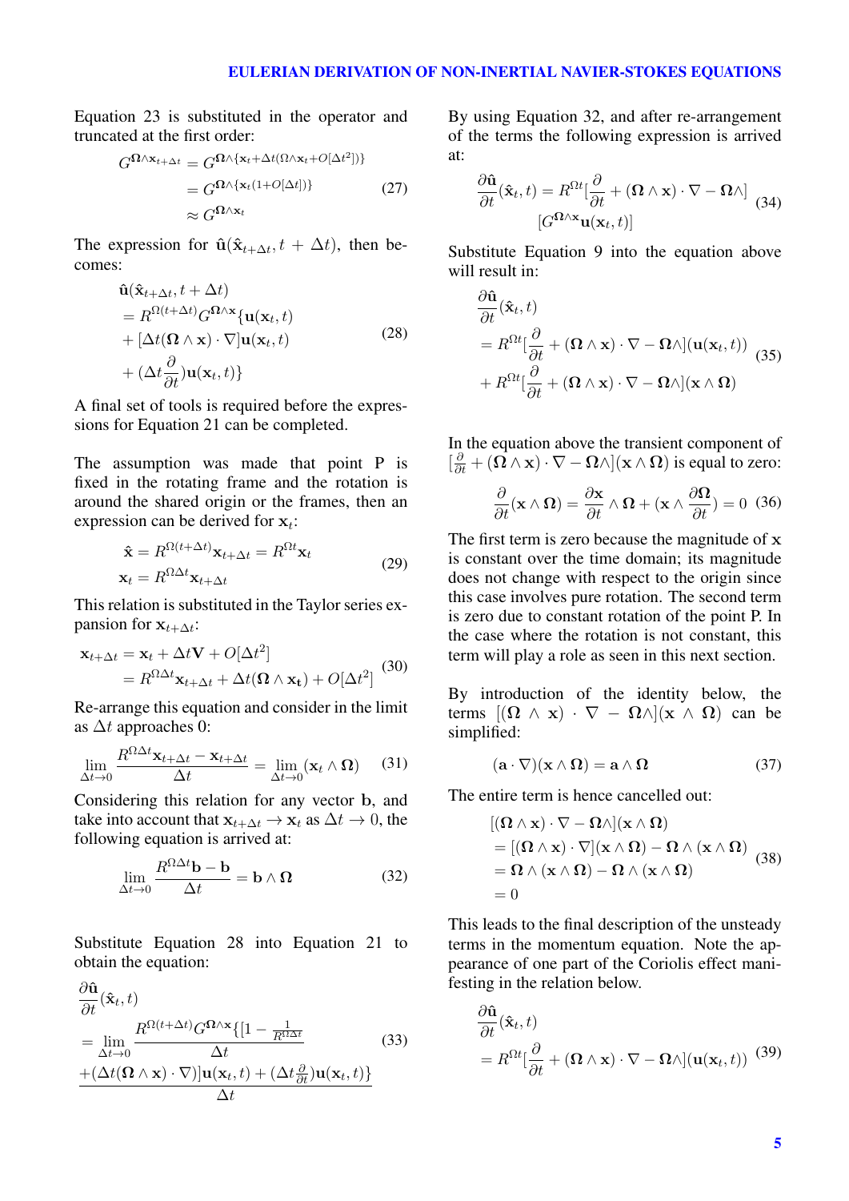Equation 23 is substituted in the operator and truncated at the first order:

$$
\begin{aligned}
G^{\mathbf{\Omega}\wedge\mathbf{x}_{t+\Delta t}} &= G^{\mathbf{\Omega}\wedge\{\mathbf{x}_t+\Delta t(\mathbf{\Omega}\wedge\mathbf{x}_t+O[\Delta t^2])\}} \\
&= G^{\mathbf{\Omega}\wedge\{\mathbf{x}_t(1+O[\Delta t])\}} \\
&\approx G^{\mathbf{\Omega}\wedge\mathbf{x}_t}
\end{aligned} \tag{27}
$$

The expression for $\hat{\mathbf{u}}(\hat{\mathbf{x}}_{t+\Delta t}, t+\Delta t)$, then becomes:

$$
\begin{aligned}
&\hat{\mathbf{u}}(\hat{\mathbf{x}}_{t+\Delta t}, t+\Delta t) \\
&= R^{\Omega(t+\Delta t)}G^{\mathbf{\Omega}\wedge\mathbf{x}}\{\mathbf{u}(\mathbf{x}_t,t) \\
&+ [\Delta t(\mathbf{\Omega}\wedge\mathbf{x})\cdot\nabla]\mathbf{u}(\mathbf{x}_t,t) \\
&+ (\Delta t\frac{\partial}{\partial t})\mathbf{u}(\mathbf{x}_t,t)\}
\end{aligned} \tag{28}
$$

A final set of tools is required before the expressions for Equation 21 can be completed.

The assumption was made that point P is fixed in the rotating frame and the rotation is around the shared origin or the frames, then an expression can be derived for $\mathbf{x}_t$:

$$
\begin{aligned}
\hat{\mathbf{x}} &= R^{\Omega(t+\Delta t)}\mathbf{x}_{t+\Delta t} = R^{\Omega t}\mathbf{x}_t \\
\mathbf{x}_t &= R^{\Omega\Delta t}\mathbf{x}_{t+\Delta t}
\end{aligned} \tag{29}
$$

This relation is substituted in the Taylor series expansion for $\mathbf{x}_{t+\Delta t}$:

$$
\begin{aligned}
\mathbf{x}_{t+\Delta t} &= \mathbf{x}_t + \Delta t\mathbf{V} + O[\Delta t^2] \\
&= R^{\Omega\Delta t}\mathbf{x}_{t+\Delta t} + \Delta t(\mathbf{\Omega}\wedge\mathbf{x_t}) + O[\Delta t^2]
\end{aligned} \tag{30}
$$

Re-arrange this equation and consider in the limit as $\Delta t$ approaches 0:

$$
\lim_{\Delta t\to 0}\frac{R^{\Omega\Delta t}\mathbf{x}_{t+\Delta t}-\mathbf{x}_{t+\Delta t}}{\Delta t} = \lim_{\Delta t\to 0}(\mathbf{x}_t\wedge\mathbf{\Omega}) \tag{31}
$$

Considering this relation for any vector $\mathbf{b}$, and take into account that $\mathbf{x}_{t+\Delta t}\to\mathbf{x}_t$ as $\Delta t\to 0$, the following equation is arrived at:

$$
\lim_{\Delta t\to 0}\frac{R^{\Omega\Delta t}\mathbf{b}-\mathbf{b}}{\Delta t} = \mathbf{b}\wedge\mathbf{\Omega} \tag{32}
$$

Substitute Equation 28 into Equation 21 to obtain the equation:

$$
\begin{aligned}
&\frac{\partial\hat{\mathbf{u}}}{\partial t}(\hat{\mathbf{x}}_t, t) \\
&= \lim_{\Delta t\to 0}\frac{R^{\Omega(t+\Delta t)}G^{\mathbf{\Omega}\wedge\mathbf{x}}\{[1-\frac{1}{R^{\Omega\Delta t}}}{\Delta t} \\
&\frac{+(\Delta t(\mathbf{\Omega}\wedge\mathbf{x})\cdot\nabla)]\mathbf{u}(\mathbf{x}_t,t) + (\Delta t\frac{\partial}{\partial t})\mathbf{u}(\mathbf{x}_t,t)\}}{\Delta t}
\end{aligned} \tag{33}
$$

By using Equation 32, and after re-arrangement of the terms the following expression is arrived at:

$$
\begin{aligned}
\frac{\partial\hat{\mathbf{u}}}{\partial t}(\hat{\mathbf{x}}_t, t) = R^{\Omega t}[\frac{\partial}{\partial t} + (\mathbf{\Omega}\wedge\mathbf{x})\cdot\nabla - \mathbf{\Omega}\wedge] \\
[G^{\mathbf{\Omega}\wedge\mathbf{x}}\mathbf{u}(\mathbf{x}_t,t)]
\end{aligned} \tag{34}
$$

Substitute Equation 9 into the equation above will result in:

$$
\begin{aligned}
&\frac{\partial\hat{\mathbf{u}}}{\partial t}(\hat{\mathbf{x}}_t, t) \\
&= R^{\Omega t}[\frac{\partial}{\partial t} + (\mathbf{\Omega}\wedge\mathbf{x})\cdot\nabla - \mathbf{\Omega}\wedge](\mathbf{u}(\mathbf{x}_t,t)) \\
&+ R^{\Omega t}[\frac{\partial}{\partial t} + (\mathbf{\Omega}\wedge\mathbf{x})\cdot\nabla - \mathbf{\Omega}\wedge](\mathbf{x}\wedge\mathbf{\Omega})
\end{aligned} \tag{35}
$$

In the equation above the transient component of $[\frac{\partial}{\partial t} + (\mathbf{\Omega}\wedge\mathbf{x}) - \mathbf{\Omega}\wedge](\mathbf{x}\wedge\mathbf{\Omega})$ is equal to zero:

$$
\frac{\partial}{\partial t}(\mathbf{x}\wedge\mathbf{\Omega}) = \frac{\partial\mathbf{x}}{\partial t}\wedge\mathbf{\Omega} + (\mathbf{x}\wedge\frac{\partial\mathbf{\Omega}}{\partial t}) = 0 \tag{36}
$$

The first term is zero because the magnitude of $\mathbf{x}$ is constant over the time domain; its magnitude does not change with respect to the origin since this case involves pure rotation. The second term is zero due to constant rotation of the point P. In the case where the rotation is not constant, this term will play a role as seen in this next section.

By introduction of the identity below, the terms $[(\mathbf{\Omega}\wedge\mathbf{x})\cdot\nabla - \mathbf{\Omega}\wedge](\mathbf{x}\wedge\mathbf{\Omega})$ can be simplified:

$$
(\mathbf{a}\cdot\nabla)(\mathbf{x}\wedge\mathbf{\Omega}) = \mathbf{a}\wedge\mathbf{\Omega} \tag{37}
$$

The entire term is hence cancelled out:

$$
\begin{aligned}
&[(\mathbf{\Omega}\wedge\mathbf{x})\cdot\nabla - \mathbf{\Omega}\wedge](\mathbf{x}\wedge\mathbf{\Omega}) \\
&= [(\mathbf{\Omega}\wedge\mathbf{x})\cdot\nabla](\mathbf{x}\wedge\mathbf{\Omega}) - \mathbf{\Omega}\wedge(\mathbf{x}\wedge\mathbf{\Omega}) \\
&= \mathbf{\Omega}\wedge(\mathbf{x}\wedge\mathbf{\Omega}) - \mathbf{\Omega}\wedge(\mathbf{x}\wedge\mathbf{\Omega}) \\
&= 0
\end{aligned} \tag{38}
$$

This leads to the final description of the unsteady terms in the momentum equation. Note the appearance of one part of the Coriolis effect manifesting in the relation below.

$$
\begin{aligned}
&\frac{\partial\hat{\mathbf{u}}}{\partial t}(\hat{\mathbf{x}}_t, t) \\
&= R^{\Omega t}[\frac{\partial}{\partial t} + (\mathbf{\Omega}\wedge\mathbf{x})\cdot\nabla - \mathbf{\Omega}\wedge](\mathbf{u}(\mathbf{x}_t,t))
\end{aligned} \tag{39}
$$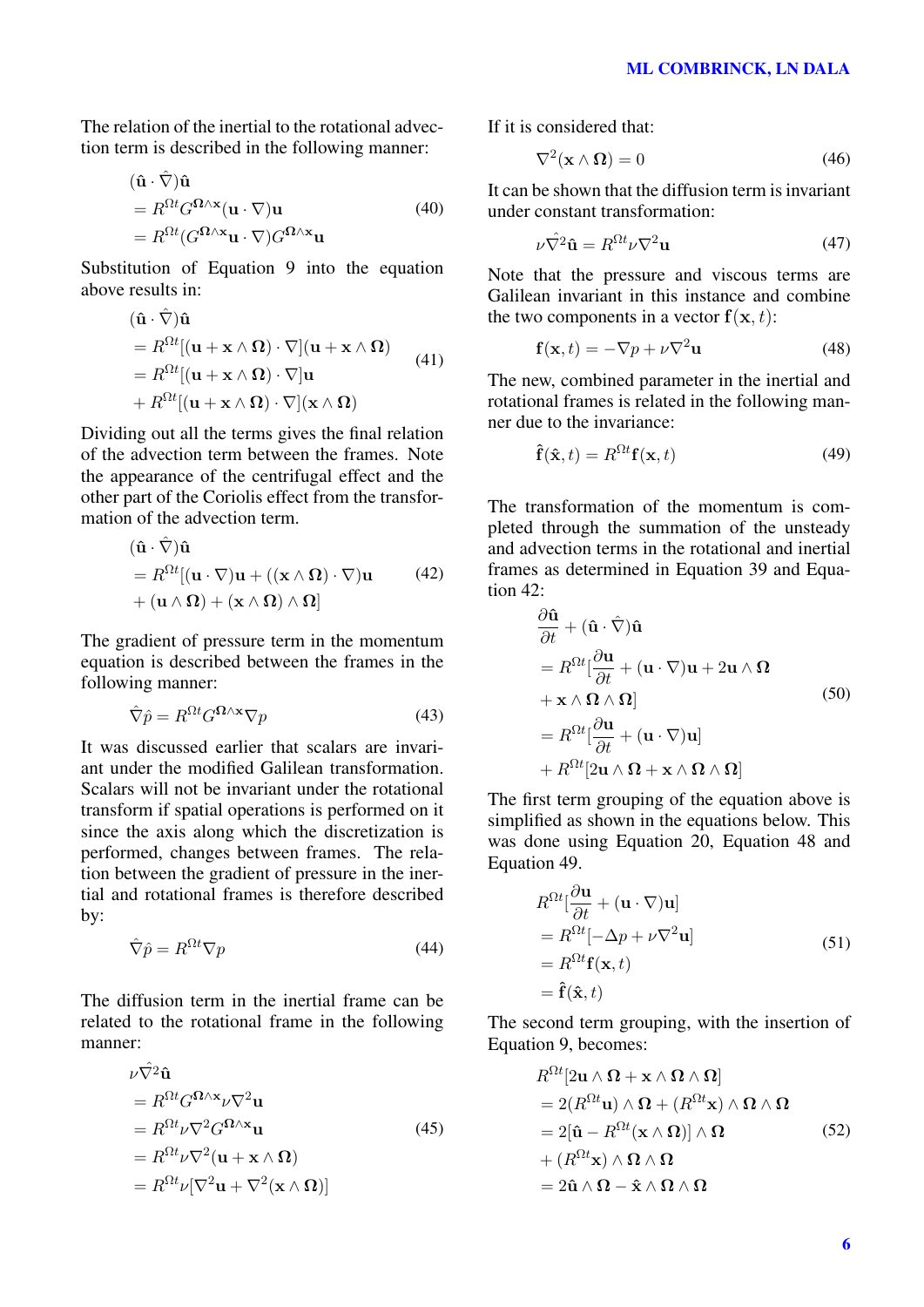The relation of the inertial to the rotational advection term is described in the following manner:

$$
\begin{aligned}
&(\hat{\mathbf{u}} \cdot \hat{\nabla})\hat{\mathbf{u}} \\
&= R^{\Omega t} G^{\boldsymbol{\Omega}\wedge\mathbf{x}} (\mathbf{u} \cdot \nabla)\mathbf{u} \\
&= R^{\Omega t} (G^{\boldsymbol{\Omega}\wedge\mathbf{x}}\mathbf{u} \cdot \nabla) G^{\boldsymbol{\Omega}\wedge\mathbf{x}}\mathbf{u}
\end{aligned}
\tag{40}
$$

Substitution of Equation 9 into the equation above results in:

$$
\begin{aligned}
&(\hat{\mathbf{u}} \cdot \hat{\nabla})\hat{\mathbf{u}} \\
&= R^{\Omega t}[(\mathbf{u} + \mathbf{x} \wedge \boldsymbol{\Omega}) \cdot \nabla](\mathbf{u} + \mathbf{x} \wedge \boldsymbol{\Omega}) \\
&= R^{\Omega t}[(\mathbf{u} + \mathbf{x} \wedge \boldsymbol{\Omega}) \cdot \nabla]\mathbf{u} \\
&+ R^{\Omega t}[(\mathbf{u} + \mathbf{x} \wedge \boldsymbol{\Omega}) \cdot \nabla](\mathbf{x} \wedge \boldsymbol{\Omega})
\end{aligned}
\tag{41}
$$

Dividing out all the terms gives the final relation of the advection term between the frames. Note the appearance of the centrifugal effect and the other part of the Coriolis effect from the transformation of the advection term.

$$
\begin{aligned}
&(\hat{\mathbf{u}} \cdot \hat{\nabla})\hat{\mathbf{u}} \\
&= R^{\Omega t}[(\mathbf{u} \cdot \nabla)\mathbf{u} + ((\mathbf{x} \wedge \boldsymbol{\Omega}) \cdot \nabla)\mathbf{u} \\
&+ (\mathbf{u} \wedge \boldsymbol{\Omega}) + (\mathbf{x} \wedge \boldsymbol{\Omega}) \wedge \boldsymbol{\Omega}]
\end{aligned}
\tag{42}
$$

The gradient of pressure term in the momentum equation is described between the frames in the following manner:

$$
\hat{\nabla}\hat{p} = R^{\Omega t} G^{\boldsymbol{\Omega}\wedge\mathbf{x}} \nabla p \tag{43}
$$

It was discussed earlier that scalars are invariant under the modified Galilean transformation. Scalars will not be invariant under the rotational transform if spatial operations is performed on it since the axis along which the discretization is performed, changes between frames. The relation between the gradient of pressure in the inertial and rotational frames is therefore described by:

$$
\hat{\nabla}\hat{p} = R^{\Omega t} \nabla p \tag{44}
$$

The diffusion term in the inertial frame can be related to the rotational frame in the following manner:

$$
\begin{aligned}
&\nu\hat{\nabla}^2\hat{\mathbf{u}} \\
&= R^{\Omega t} G^{\boldsymbol{\Omega}\wedge\mathbf{x}} \nu\nabla^2\mathbf{u} \\
&= R^{\Omega t} \nu\nabla^2 G^{\boldsymbol{\Omega}\wedge\mathbf{x}}\mathbf{u} \\
&= R^{\Omega t} \nu\nabla^2(\mathbf{u} + \mathbf{x} \wedge \boldsymbol{\Omega}) \\
&= R^{\Omega t} \nu[\nabla^2\mathbf{u} + \nabla^2(\mathbf{x} \wedge \boldsymbol{\Omega})]
\end{aligned}
\tag{45}
$$

If it is considered that:

$$
\nabla^2(\mathbf{x} \wedge \boldsymbol{\Omega}) = 0 \tag{46}
$$

It can be shown that the diffusion term is invariant under constant transformation:

$$
\nu\hat{\nabla}^2\hat{\mathbf{u}} = R^{\Omega t}\nu\nabla^2\mathbf{u} \tag{47}
$$

Note that the pressure and viscous terms are Galilean invariant in this instance and combine the two components in a vector $\mathbf{f}(\mathbf{x}, t)$:

$$
\mathbf{f}(\mathbf{x}, t) = -\nabla p + \nu\nabla^2\mathbf{u} \tag{48}
$$

The new, combined parameter in the inertial and rotational frames is related in the following manner due to the invariance:

$$
\hat{\mathbf{f}}(\hat{\mathbf{x}}, t) = R^{\Omega t}\mathbf{f}(\mathbf{x}, t) \tag{49}
$$

The transformation of the momentum is completed through the summation of the unsteady and advection terms in the rotational and inertial frames as determined in Equation 39 and Equation 42:

$$
\begin{aligned}
&\frac{\partial\hat{\mathbf{u}}}{\partial t} + (\hat{\mathbf{u}} \cdot \hat{\nabla})\hat{\mathbf{u}} \\
&= R^{\Omega t}[\frac{\partial\mathbf{u}}{\partial t} + (\mathbf{u} \cdot \nabla)\mathbf{u} + 2\mathbf{u} \wedge \boldsymbol{\Omega} \\
&+ \mathbf{x} \wedge \boldsymbol{\Omega} \wedge \boldsymbol{\Omega}] \\
&= R^{\Omega t}[\frac{\partial\mathbf{u}}{\partial t} + (\mathbf{u} \cdot \nabla)\mathbf{u}] \\
&+ R^{\Omega t}[2\mathbf{u} \wedge \boldsymbol{\Omega} + \mathbf{x} \wedge \boldsymbol{\Omega} \wedge \boldsymbol{\Omega}]
\end{aligned}
\tag{50}
$$

The first term grouping of the equation above is simplified as shown in the equations below. This was done using Equation 20, Equation 48 and Equation 49.

$$
\begin{aligned}
&R^{\Omega t}[\frac{\partial\mathbf{u}}{\partial t} + (\mathbf{u} \cdot \nabla)\mathbf{u}] \\
&= R^{\Omega t}[-\Delta p + \nu\nabla^2\mathbf{u}] \\
&= R^{\Omega t}\mathbf{f}(\mathbf{x}, t) \\
&= \hat{\mathbf{f}}(\hat{\mathbf{x}}, t)
\end{aligned}
\tag{51}
$$

The second term grouping, with the insertion of Equation 9, becomes:

$$
\begin{aligned}
&R^{\Omega t}[2\mathbf{u} \wedge \boldsymbol{\Omega} + \mathbf{x} \wedge \boldsymbol{\Omega} \wedge \boldsymbol{\Omega}] \\
&= 2(R^{\Omega t}\mathbf{u}) \wedge \boldsymbol{\Omega} + (R^{\Omega t}\mathbf{x}) \wedge \boldsymbol{\Omega} \wedge \boldsymbol{\Omega} \\
&= 2[\hat{\mathbf{u}} - R^{\Omega t}(\mathbf{x} \wedge \boldsymbol{\Omega})] \wedge \boldsymbol{\Omega} \\
&+ (R^{\Omega t}\mathbf{x}) \wedge \boldsymbol{\Omega} \wedge \boldsymbol{\Omega} \\
&= 2\hat{\mathbf{u}} \wedge \boldsymbol{\Omega} - \hat{\mathbf{x}} \wedge \boldsymbol{\Omega} \wedge \boldsymbol{\Omega}
\end{aligned}
\tag{52}
$$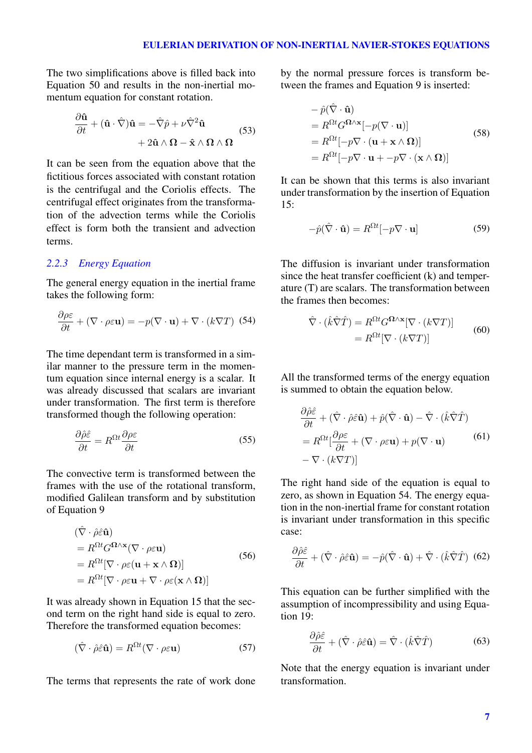The two simplifications above is filled back into Equation 50 and results in the non-inertial momentum equation for constant rotation.

$$\frac{\partial \hat{\mathbf{u}}}{\partial t} + (\hat{\mathbf{u}} \cdot \hat{\nabla})\hat{\mathbf{u}} = -\hat{\nabla}\hat{p} + \nu\hat{\nabla}^2\hat{\mathbf{u}} + 2\hat{\mathbf{u}} \wedge \mathbf{\Omega} - \hat{\mathbf{x}} \wedge \mathbf{\Omega} \wedge \mathbf{\Omega} \tag{53}$$

It can be seen from the equation above that the fictitious forces associated with constant rotation is the centrifugal and the Coriolis effects. The centrifugal effect originates from the transformation of the advection terms while the Coriolis effect is form both the transient and advection terms.

### *2.2.3 Energy Equation*

The general energy equation in the inertial frame takes the following form:

$$\frac{\partial \rho\varepsilon}{\partial t} + (\nabla \cdot \rho\varepsilon\mathbf{u}) = -p(\nabla \cdot \mathbf{u}) + \nabla \cdot (k\nabla T) \tag{54}$$

The time dependant term is transformed in a similar manner to the pressure term in the momentum equation since internal energy is a scalar. It was already discussed that scalars are invariant under transformation. The first term is therefore transformed though the following operation:

$$\frac{\partial \hat{\rho}\hat{\varepsilon}}{\partial t} = R^{\Omega t}\frac{\partial \rho\varepsilon}{\partial t} \tag{55}$$

The convective term is transformed between the frames with the use of the rotational transform, modified Galilean transform and by substitution of Equation 9

$$\begin{aligned}
&(\hat{\nabla} \cdot \hat{\rho}\hat{\varepsilon}\hat{\mathbf{u}}) \\
&= R^{\Omega t}G^{\mathbf{\Omega}\wedge\mathbf{x}}(\nabla \cdot \rho\varepsilon\mathbf{u}) \\
&= R^{\Omega t}[\nabla \cdot \rho\varepsilon(\mathbf{u} + \mathbf{x} \wedge \mathbf{\Omega})] \\
&= R^{\Omega t}[\nabla \cdot \rho\varepsilon\mathbf{u} + \nabla \cdot \rho\varepsilon(\mathbf{x} \wedge \mathbf{\Omega})]
\end{aligned} \tag{56}$$

It was already shown in Equation 15 that the second term on the right hand side is equal to zero. Therefore the transformed equation becomes:

$$(\hat{\nabla} \cdot \hat{\rho}\hat{\varepsilon}\hat{\mathbf{u}}) = R^{\Omega t}(\nabla \cdot \rho\varepsilon\mathbf{u}) \tag{57}$$

The terms that represents the rate of work done by the normal pressure forces is transform between the frames and Equation 9 is inserted:

$$\begin{aligned}
&-\hat{p}(\hat{\nabla} \cdot \hat{\mathbf{u}}) \\
&= R^{\Omega t}G^{\mathbf{\Omega}\wedge\mathbf{x}}[-p(\nabla \cdot \mathbf{u})] \\
&= R^{\Omega t}[-p\nabla \cdot (\mathbf{u} + \mathbf{x} \wedge \mathbf{\Omega})] \\
&= R^{\Omega t}[-p\nabla \cdot \mathbf{u} + -p\nabla \cdot (\mathbf{x} \wedge \mathbf{\Omega})]
\end{aligned} \tag{58}$$

It can be shown that this terms is also invariant under transformation by the insertion of Equation 15:

$$-\hat{p}(\hat{\nabla} \cdot \hat{\mathbf{u}}) = R^{\Omega t}[-p\nabla \cdot \mathbf{u}] \tag{59}$$

The diffusion is invariant under transformation since the heat transfer coefficient (k) and temperature (T) are scalars. The transformation between the frames then becomes:

$$\begin{aligned}
\hat{\nabla} \cdot (\hat{k}\hat{\nabla}\hat{T}) &= R^{\Omega t}G^{\mathbf{\Omega}\wedge\mathbf{x}}[\nabla \cdot (k\nabla T)] \\
&= R^{\Omega t}[\nabla \cdot (k\nabla T)]
\end{aligned} \tag{60}$$

All the transformed terms of the energy equation is summed to obtain the equation below.

$$\begin{aligned}
&\frac{\partial \hat{\rho}\hat{\varepsilon}}{\partial t} + (\hat{\nabla} \cdot \hat{\rho}\hat{\varepsilon}\hat{\mathbf{u}}) + \hat{p}(\hat{\nabla} \cdot \hat{\mathbf{u}}) - \hat{\nabla} \cdot (\hat{k}\hat{\nabla}\hat{T}) \\
&= R^{\Omega t}[\frac{\partial \rho\varepsilon}{\partial t} + (\nabla \cdot \rho\varepsilon\mathbf{u}) + p(\nabla \cdot \mathbf{u}) \\
&- \nabla \cdot (k\nabla T)]
\end{aligned} \tag{61}$$

The right hand side of the equation is equal to zero, as shown in Equation 54. The energy equation in the non-inertial frame for constant rotation is invariant under transformation in this specific case:

$$\frac{\partial \hat{\rho}\hat{\varepsilon}}{\partial t} + (\hat{\nabla} \cdot \hat{\rho}\hat{\varepsilon}\hat{\mathbf{u}}) = -\hat{p}(\hat{\nabla} \cdot \hat{\mathbf{u}}) + \hat{\nabla} \cdot (\hat{k}\hat{\nabla}\hat{T}) \tag{62}$$

This equation can be further simplified with the assumption of incompressibility and using Equation 19:

$$\frac{\partial \hat{\rho}\hat{\varepsilon}}{\partial t} + (\hat{\nabla} \cdot \hat{\rho}\hat{\varepsilon}\hat{\mathbf{u}}) = \hat{\nabla} \cdot (\hat{k}\hat{\nabla}\hat{T}) \tag{63}$$

Note that the energy equation is invariant under transformation.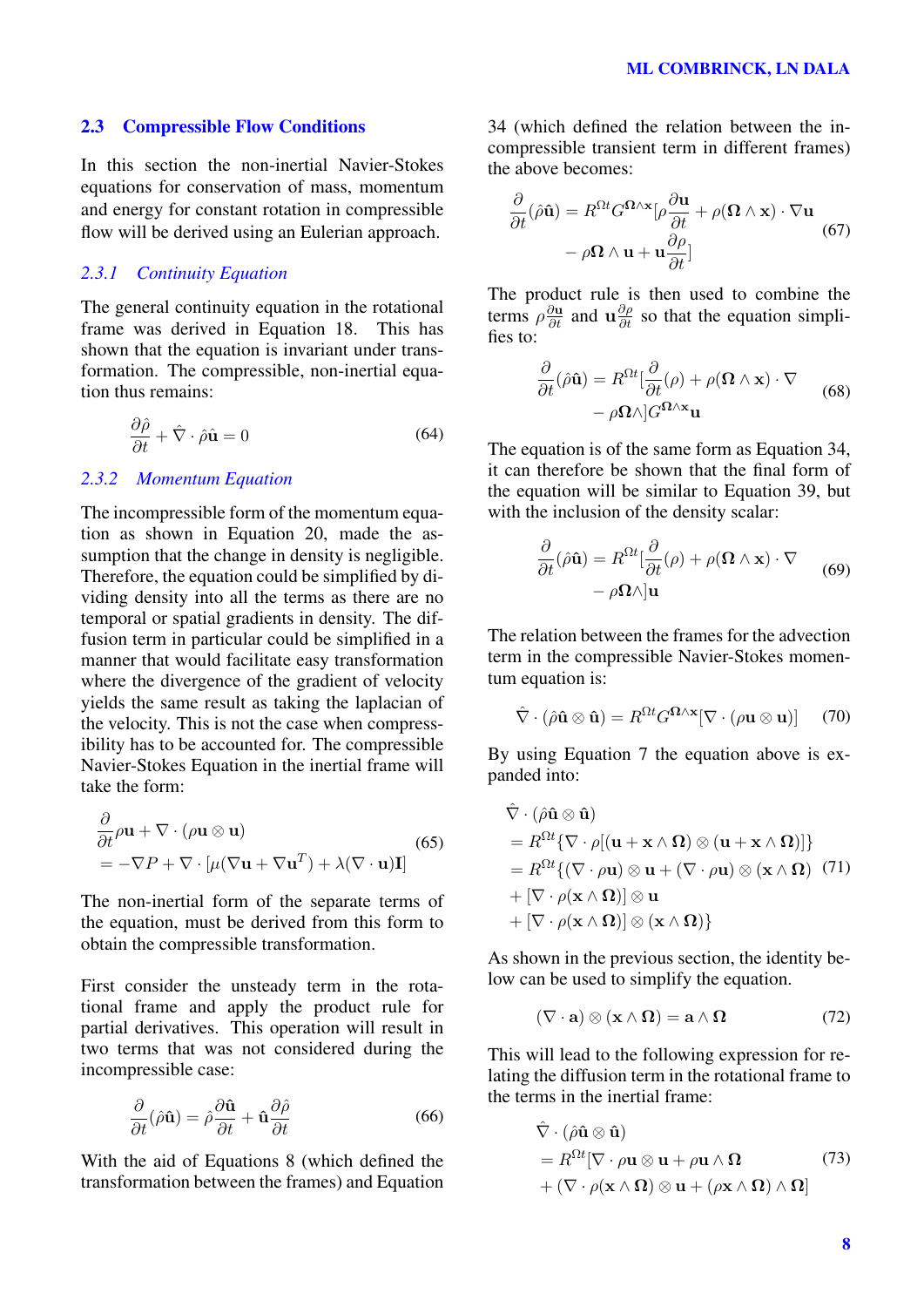### 2.3 Compressible Flow Conditions

In this section the non-inertial Navier-Stokes equations for conservation of mass, momentum and energy for constant rotation in compressible flow will be derived using an Eulerian approach.

#### 2.3.1 Continuity Equation

The general continuity equation in the rotational frame was derived in Equation 18. This has shown that the equation is invariant under transformation. The compressible, non-inertial equation thus remains:

$$\frac{\partial \hat{\rho}}{\partial t} + \hat{\nabla} \cdot \hat{\rho}\hat{\mathbf{u}} = 0 \tag{64}$$

#### 2.3.2 Momentum Equation

The incompressible form of the momentum equation as shown in Equation 20, made the assumption that the change in density is negligible. Therefore, the equation could be simplified by dividing density into all the terms as there are no temporal or spatial gradients in density. The diffusion term in particular could be simplified in a manner that would facilitate easy transformation where the divergence of the gradient of velocity yields the same result as taking the laplacian of the velocity. This is not the case when compressibility has to be accounted for. The compressible Navier-Stokes Equation in the inertial frame will take the form:

$$\begin{aligned}
&\frac{\partial}{\partial t}\rho\mathbf{u} + \nabla \cdot (\rho\mathbf{u} \otimes \mathbf{u}) \\
&= -\nabla P + \nabla \cdot [\mu(\nabla\mathbf{u} + \nabla\mathbf{u}^T) + \lambda(\nabla \cdot \mathbf{u})\mathbf{I}]
\end{aligned} \tag{65}$$

The non-inertial form of the separate terms of the equation, must be derived from this form to obtain the compressible transformation.

First consider the unsteady term in the rotational frame and apply the product rule for partial derivatives. This operation will result in two terms that was not considered during the incompressible case:

$$\frac{\partial}{\partial t}(\hat{\rho}\hat{\mathbf{u}}) = \hat{\rho}\frac{\partial \hat{\mathbf{u}}}{\partial t} + \hat{\mathbf{u}}\frac{\partial \hat{\rho}}{\partial t} \tag{66}$$

With the aid of Equations 8 (which defined the transformation between the frames) and Equation 34 (which defined the relation between the incompressible transient term in different frames) the above becomes:

$$\begin{aligned}
\frac{\partial}{\partial t}(\hat{\rho}\hat{\mathbf{u}}) = R^{\Omega t}G^{\mathbf{\Omega}\wedge\mathbf{x}}[\rho\frac{\partial \mathbf{u}}{\partial t} + \rho(\mathbf{\Omega} \wedge \mathbf{x}) \cdot \nabla\mathbf{u} \\
- \rho\mathbf{\Omega} \wedge \mathbf{u} + \mathbf{u}\frac{\partial \rho}{\partial t}]
\end{aligned} \tag{67}$$

The product rule is then used to combine the terms $\rho\frac{\partial \mathbf{u}}{\partial t}$ and $\mathbf{u}\frac{\partial \rho}{\partial t}$ so that the equation simplifies to:

$$\begin{aligned}
\frac{\partial}{\partial t}(\hat{\rho}\hat{\mathbf{u}}) = R^{\Omega t}[\frac{\partial}{\partial t}(\rho) + \rho(\mathbf{\Omega} \wedge \mathbf{x}) \cdot \nabla \\
- \rho\mathbf{\Omega}\wedge]G^{\mathbf{\Omega}\wedge\mathbf{x}}\mathbf{u}
\end{aligned} \tag{68}$$

The equation is of the same form as Equation 34, it can therefore be shown that the final form of the equation will be similar to Equation 39, but with the inclusion of the density scalar:

$$\begin{aligned}
\frac{\partial}{\partial t}(\hat{\rho}\hat{\mathbf{u}}) = R^{\Omega t}[\frac{\partial}{\partial t}(\rho) + \rho(\mathbf{\Omega} \wedge \mathbf{x}) \cdot \nabla \\
- \rho\mathbf{\Omega}\wedge]\mathbf{u}
\end{aligned} \tag{69}$$

The relation between the frames for the advection term in the compressible Navier-Stokes momentum equation is:

$$\hat{\nabla} \cdot (\hat{\rho}\hat{\mathbf{u}} \otimes \hat{\mathbf{u}}) = R^{\Omega t}G^{\mathbf{\Omega}\wedge\mathbf{x}}[\nabla \cdot (\rho\mathbf{u} \otimes \mathbf{u})] \tag{70}$$

By using Equation 7 the equation above is expanded into:

$$\begin{aligned}
&\hat{\nabla} \cdot (\hat{\rho}\hat{\mathbf{u}} \otimes \hat{\mathbf{u}}) \\
&= R^{\Omega t}\{\nabla \cdot \rho[(\mathbf{u} + \mathbf{x} \wedge \mathbf{\Omega}) \otimes (\mathbf{u} + \mathbf{x} \wedge \mathbf{\Omega})]\} \\
&= R^{\Omega t}\{(\nabla \cdot \rho\mathbf{u}) \otimes \mathbf{u} + (\nabla \cdot \rho\mathbf{u}) \otimes (\mathbf{x} \wedge \mathbf{\Omega}) \\
&+ [\nabla \cdot \rho(\mathbf{x} \wedge \mathbf{\Omega})] \otimes \mathbf{u} \\
&+ [\nabla \cdot \rho(\mathbf{x} \wedge \mathbf{\Omega})] \otimes (\mathbf{x} \wedge \mathbf{\Omega})\}
\end{aligned} \tag{71}$$

As shown in the previous section, the identity below can be used to simplify the equation.

$$(\nabla \cdot \mathbf{a}) \otimes (\mathbf{x} \wedge \mathbf{\Omega}) = \mathbf{a} \wedge \mathbf{\Omega} \tag{72}$$

This will lead to the following expression for relating the diffusion term in the rotational frame to the terms in the inertial frame:

$$\begin{aligned}
&\hat{\nabla} \cdot (\hat{\rho}\hat{\mathbf{u}} \otimes \hat{\mathbf{u}}) \\
&= R^{\Omega t}[\nabla \cdot \rho\mathbf{u} \otimes \mathbf{u} + \rho\mathbf{u} \wedge \mathbf{\Omega} \\
&+ (\nabla \cdot \rho(\mathbf{x} \wedge \mathbf{\Omega}) \otimes \mathbf{u} + (\rho\mathbf{x} \wedge \mathbf{\Omega}) \wedge \mathbf{\Omega}]
\end{aligned} \tag{73}$$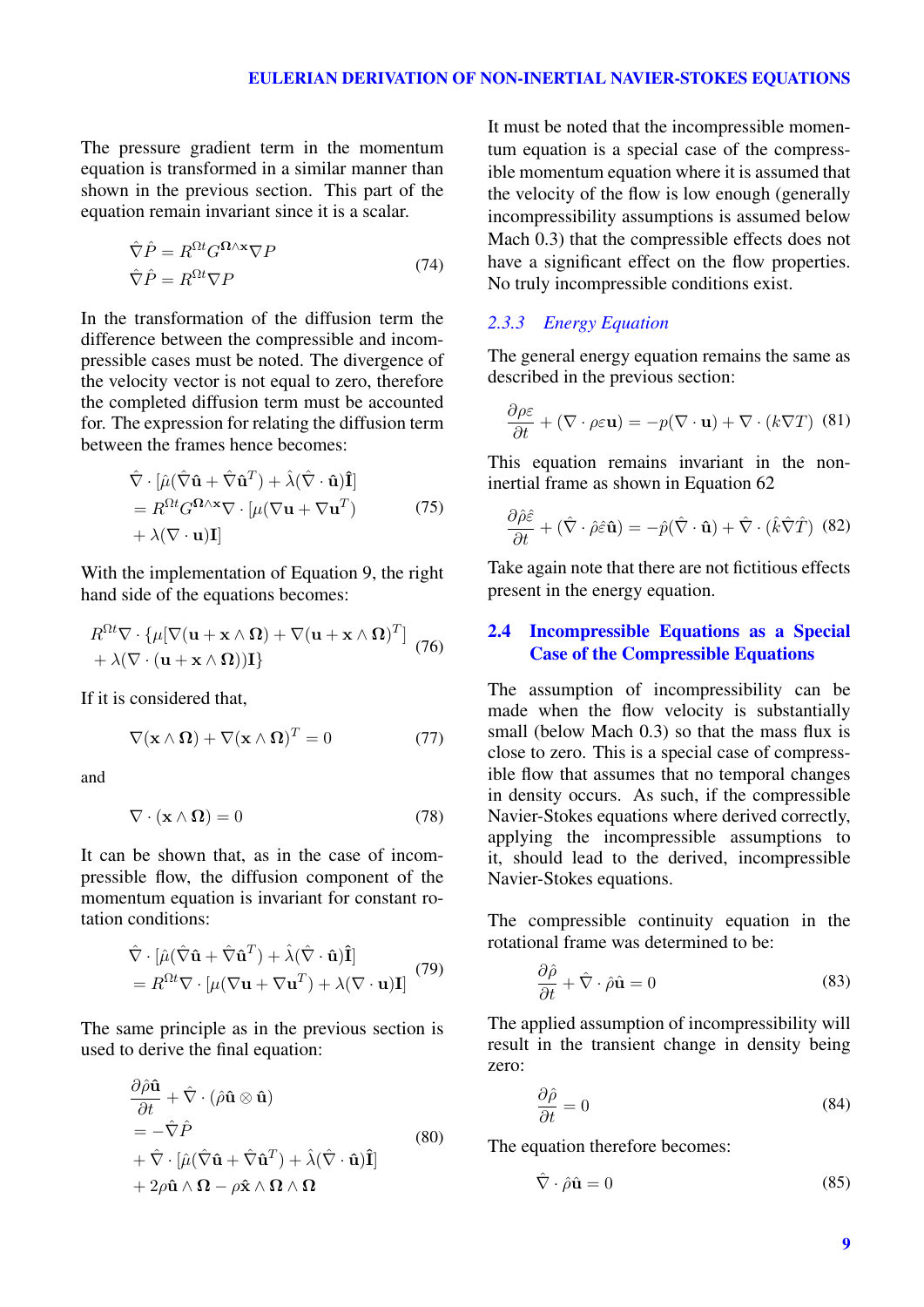The pressure gradient term in the momentum equation is transformed in a similar manner than shown in the previous section. This part of the equation remain invariant since it is a scalar.

$$
\begin{aligned}
\hat{\nabla}\hat{P} &= R^{\Omega t} G^{\mathbf{\Omega}\wedge\mathbf{x}} \nabla P \\
\hat{\nabla}\hat{P} &= R^{\Omega t} \nabla P
\end{aligned}
\tag{74}
$$

In the transformation of the diffusion term the difference between the compressible and incompressible cases must be noted. The divergence of the velocity vector is not equal to zero, therefore the completed diffusion term must be accounted for. The expression for relating the diffusion term between the frames hence becomes:

$$
\begin{aligned}
&\hat{\nabla} \cdot [\hat{\mu}(\hat{\nabla}\hat{\mathbf{u}} + \hat{\nabla}\hat{\mathbf{u}}^T) + \hat{\lambda}(\hat{\nabla} \cdot \hat{\mathbf{u}})\hat{\mathbf{I}}] \\
&= R^{\Omega t} G^{\mathbf{\Omega}\wedge\mathbf{x}} \nabla \cdot [\mu(\nabla\mathbf{u} + \nabla\mathbf{u}^T) \\
&+ \lambda(\nabla \cdot \mathbf{u})\mathbf{I}]
\end{aligned}
\tag{75}
$$

With the implementation of Equation 9, the right hand side of the equations becomes:

$$
\begin{aligned}
&R^{\Omega t} \nabla \cdot \{\mu[\nabla(\mathbf{u} + \mathbf{x} \wedge \mathbf{\Omega}) + \nabla(\mathbf{u} + \mathbf{x} \wedge \mathbf{\Omega})^T] \\
&+ \lambda(\nabla \cdot (\mathbf{u} + \mathbf{x} \wedge \mathbf{\Omega}))\mathbf{I}\}
\end{aligned}
\tag{76}
$$

If it is considered that,

$$
\nabla(\mathbf{x} \wedge \mathbf{\Omega}) + \nabla(\mathbf{x} \wedge \mathbf{\Omega})^T = 0 \tag{77}
$$

and

$$
\nabla \cdot (\mathbf{x} \wedge \mathbf{\Omega}) = 0 \tag{78}
$$

It can be shown that, as in the case of incompressible flow, the diffusion component of the momentum equation is invariant for constant rotation conditions:

$$
\begin{aligned}
&\hat{\nabla} \cdot [\hat{\mu}(\hat{\nabla}\hat{\mathbf{u}} + \hat{\nabla}\hat{\mathbf{u}}^T) + \hat{\lambda}(\hat{\nabla} \cdot \hat{\mathbf{u}})\hat{\mathbf{I}}] \\
&= R^{\Omega t} \nabla \cdot [\mu(\nabla\mathbf{u} + \nabla\mathbf{u}^T) + \lambda(\nabla \cdot \mathbf{u})\mathbf{I}]
\end{aligned}
\tag{79}
$$

The same principle as in the previous section is used to derive the final equation:

$$
\begin{aligned}
&\frac{\partial \hat{\rho}\hat{\mathbf{u}}}{\partial t} + \hat{\nabla} \cdot (\hat{\rho}\hat{\mathbf{u}} \otimes \hat{\mathbf{u}}) \\
&= -\hat{\nabla}\hat{P} \\
&+ \hat{\nabla} \cdot [\hat{\mu}(\hat{\nabla}\hat{\mathbf{u}} + \hat{\nabla}\hat{\mathbf{u}}^T) + \hat{\lambda}(\hat{\nabla} \cdot \hat{\mathbf{u}})\hat{\mathbf{I}}] \\
&+ 2\rho\hat{\mathbf{u}} \wedge \mathbf{\Omega} - \rho\hat{\mathbf{x}} \wedge \mathbf{\Omega} \wedge \mathbf{\Omega}
\end{aligned}
\tag{80}
$$

It must be noted that the incompressible momentum equation is a special case of the compressible momentum equation where it is assumed that the velocity of the flow is low enough (generally incompressibility assumptions is assumed below Mach 0.3) that the compressible effects does not have a significant effect on the flow properties. No truly incompressible conditions exist.

### *2.3.3 Energy Equation*

The general energy equation remains the same as described in the previous section:

$$
\frac{\partial \rho\varepsilon}{\partial t} + (\nabla \cdot \rho\varepsilon\mathbf{u}) = -p(\nabla \cdot \mathbf{u}) + \nabla \cdot (k\nabla T) \tag{81}
$$

This equation remains invariant in the non-inertial frame as shown in Equation 62

$$
\frac{\partial \hat{\rho}\hat{\varepsilon}}{\partial t} + (\hat{\nabla} \cdot \hat{\rho}\hat{\varepsilon}\hat{\mathbf{u}}) = -\hat{p}(\hat{\nabla} \cdot \hat{\mathbf{u}}) + \hat{\nabla} \cdot (\hat{k}\hat{\nabla}\hat{T}) \tag{82}
$$

Take again note that there are not fictitious effects present in the energy equation.

## 2.4 Incompressible Equations as a Special Case of the Compressible Equations

The assumption of incompressibility can be made when the flow velocity is substantially small (below Mach 0.3) so that the mass flux is close to zero. This is a special case of compressible flow that assumes that no temporal changes in density occurs. As such, if the compressible Navier-Stokes equations where derived correctly, applying the incompressible assumptions to it, should lead to the derived, incompressible Navier-Stokes equations.

The compressible continuity equation in the rotational frame was determined to be:

$$
\frac{\partial \hat{\rho}}{\partial t} + \hat{\nabla} \cdot \hat{\rho}\hat{\mathbf{u}} = 0 \tag{83}
$$

The applied assumption of incompressibility will result in the transient change in density being zero:

$$
\frac{\partial \hat{\rho}}{\partial t} = 0 \tag{84}
$$

The equation therefore becomes:

$$
\hat{\nabla} \cdot \hat{\rho}\hat{\mathbf{u}} = 0 \tag{85}
$$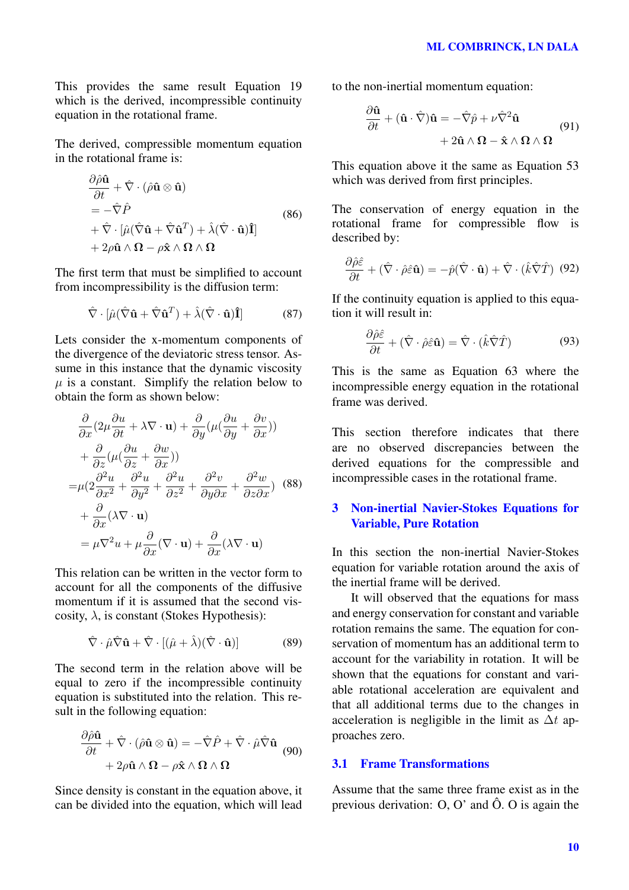This provides the same result Equation 19 which is the derived, incompressible continuity equation in the rotational frame.

The derived, compressible momentum equation in the rotational frame is:

$$\begin{aligned}
&\frac{\partial \hat{\rho}\hat{\mathbf{u}}}{\partial t} + \hat{\nabla} \cdot (\hat{\rho}\hat{\mathbf{u}} \otimes \hat{\mathbf{u}}) \\
&= -\hat{\nabla}\hat{P} \\
&+ \hat{\nabla} \cdot [\hat{\mu}(\hat{\nabla}\hat{\mathbf{u}} + \hat{\nabla}\hat{\mathbf{u}}^T) + \hat{\lambda}(\hat{\nabla} \cdot \hat{\mathbf{u}})\hat{\mathbf{I}}] \\
&+ 2\rho\hat{\mathbf{u}} \wedge \mathbf{\Omega} - \rho\hat{\mathbf{x}} \wedge \mathbf{\Omega} \wedge \mathbf{\Omega}
\end{aligned} \tag{86}$$

The first term that must be simplified to account from incompressibility is the diffusion term:

$$\hat{\nabla} \cdot [\hat{\mu}(\hat{\nabla}\hat{\mathbf{u}} + \hat{\nabla}\hat{\mathbf{u}}^T) + \hat{\lambda}(\hat{\nabla} \cdot \hat{\mathbf{u}})\hat{\mathbf{I}}] \tag{87}$$

Lets consider the x-momentum components of the divergence of the deviatoric stress tensor. Assume in this instance that the dynamic viscosity $\mu$ is a constant. Simplify the relation below to obtain the form as shown below:

$$\begin{aligned}
&\frac{\partial}{\partial x}(2\mu\frac{\partial u}{\partial t} + \lambda\nabla \cdot \mathbf{u}) + \frac{\partial}{\partial y}(\mu(\frac{\partial u}{\partial y} + \frac{\partial v}{\partial x})) \\
&+ \frac{\partial}{\partial z}(\mu(\frac{\partial u}{\partial z} + \frac{\partial w}{\partial x})) \\
=&\mu(2\frac{\partial^2 u}{\partial x^2} + \frac{\partial^2 u}{\partial y^2} + \frac{\partial^2 u}{\partial z^2} + \frac{\partial^2 v}{\partial y \partial x} + \frac{\partial^2 w}{\partial z \partial x}) \\
&+ \frac{\partial}{\partial x}(\lambda\nabla \cdot \mathbf{u}) \\
&= \mu\nabla^2 u + \mu\frac{\partial}{\partial x}(\nabla \cdot \mathbf{u}) + \frac{\partial}{\partial x}(\lambda\nabla \cdot \mathbf{u})
\end{aligned} \tag{88}$$

This relation can be written in the vector form to account for all the components of the diffusive momentum if it is assumed that the second viscosity, $\lambda$, is constant (Stokes Hypothesis):

$$\hat{\nabla} \cdot \hat{\mu}\hat{\nabla}\hat{\mathbf{u}} + \hat{\nabla} \cdot [(\hat{\mu} + \hat{\lambda})(\hat{\nabla} \cdot \hat{\mathbf{u}})] \tag{89}$$

The second term in the relation above will be equal to zero if the incompressible continuity equation is substituted into the relation. This result in the following equation:

$$\begin{aligned}
\frac{\partial \hat{\rho}\hat{\mathbf{u}}}{\partial t} + \hat{\nabla} \cdot (\hat{\rho}\hat{\mathbf{u}} \otimes \hat{\mathbf{u}}) = -\hat{\nabla}\hat{P} + \hat{\nabla} \cdot \hat{\mu}\hat{\nabla}\hat{\mathbf{u}} \\
+ 2\rho\hat{\mathbf{u}} \wedge \mathbf{\Omega} - \rho\hat{\mathbf{x}} \wedge \mathbf{\Omega} \wedge \mathbf{\Omega}
\end{aligned} \tag{90}$$

Since density is constant in the equation above, it can be divided into the equation, which will lead to the non-inertial momentum equation:

$$\begin{aligned}
\frac{\partial \hat{\mathbf{u}}}{\partial t} + (\hat{\mathbf{u}} \cdot \hat{\nabla})\hat{\mathbf{u}} = -\hat{\nabla}\hat{p} + \nu\hat{\nabla}^2\hat{\mathbf{u}} \\
+ 2\hat{\mathbf{u}} \wedge \mathbf{\Omega} - \hat{\mathbf{x}} \wedge \mathbf{\Omega} \wedge \mathbf{\Omega}
\end{aligned} \tag{91}$$

This equation above it the same as Equation 53 which was derived from first principles.

The conservation of energy equation in the rotational frame for compressible flow is described by:

$$\frac{\partial \hat{\rho}\hat{\varepsilon}}{\partial t} + (\hat{\nabla} \cdot \hat{\rho}\hat{\varepsilon}\hat{\mathbf{u}}) = -\hat{p}(\hat{\nabla} \cdot \hat{\mathbf{u}}) + \hat{\nabla} \cdot (\hat{k}\hat{\nabla}\hat{T}) \tag{92}$$

If the continuity equation is applied to this equation it will result in:

$$\frac{\partial \hat{\rho}\hat{\varepsilon}}{\partial t} + (\hat{\nabla} \cdot \hat{\rho}\hat{\varepsilon}\hat{\mathbf{u}}) = \hat{\nabla} \cdot (\hat{k}\hat{\nabla}\hat{T}) \tag{93}$$

This is the same as Equation 63 where the incompressible energy equation in the rotational frame was derived.

This section therefore indicates that there are no observed discrepancies between the derived equations for the compressible and incompressible cases in the rotational frame.

## 3 Non-inertial Navier-Stokes Equations for Variable, Pure Rotation

In this section the non-inertial Navier-Stokes equation for variable rotation around the axis of the inertial frame will be derived.

It will observed that the equations for mass and energy conservation for constant and variable rotation remains the same. The equation for conservation of momentum has an additional term to account for the variability in rotation. It will be shown that the equations for constant and variable rotational acceleration are equivalent and that all additional terms due to the changes in acceleration is negligible in the limit as $\Delta t$ approaches zero.

### 3.1 Frame Transformations

Assume that the same three frame exist as in the previous derivation: O, O' and Ô. O is again the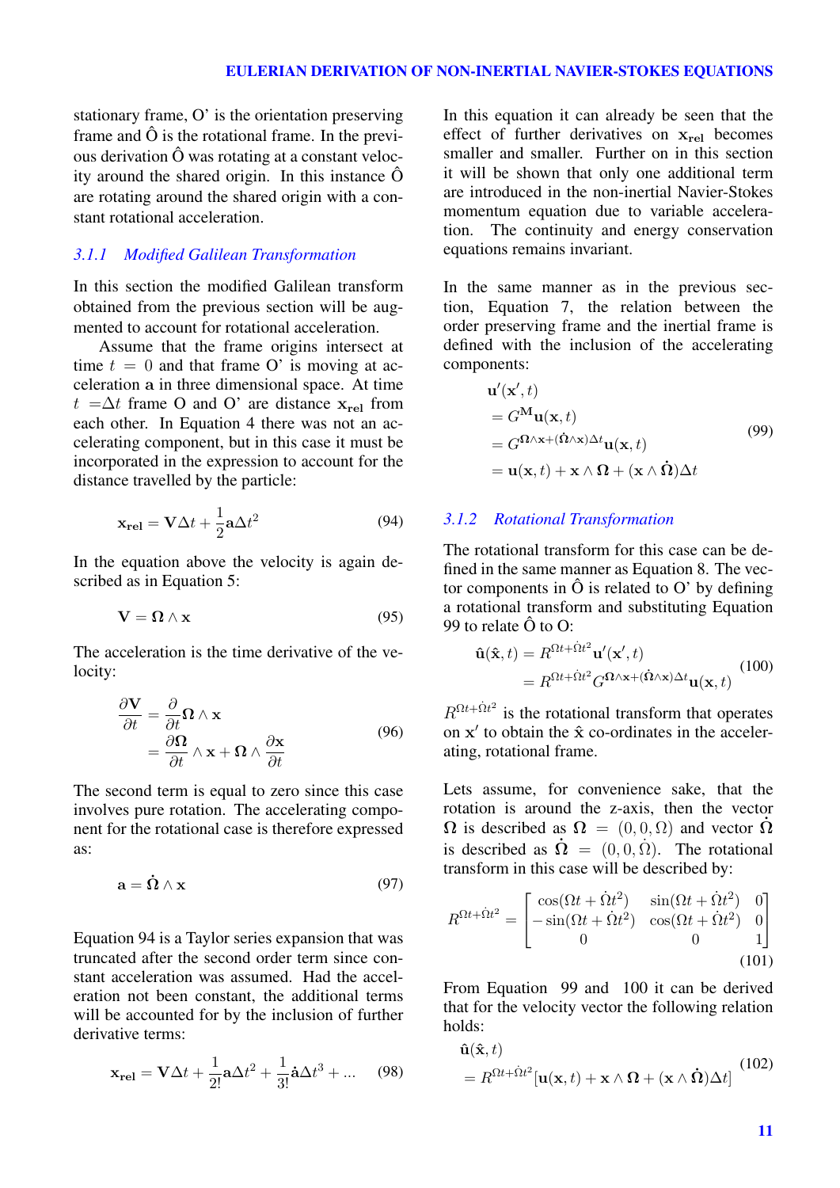stationary frame, O' is the orientation preserving frame and Ô is the rotational frame. In the previous derivation Ô was rotating at a constant velocity around the shared origin. In this instance Ô are rotating around the shared origin with a constant rotational acceleration.

#### *3.1.1 Modified Galilean Transformation*

In this section the modified Galilean transform obtained from the previous section will be augmented to account for rotational acceleration.

Assume that the frame origins intersect at time $t = 0$ and that frame O' is moving at acceleration $\mathbf{a}$ in three dimensional space. At time $t = \Delta t$ frame O and O' are distance $\mathbf{x_{rel}}$ from each other. In Equation 4 there was not an accelerating component, but in this case it must be incorporated in the expression to account for the distance travelled by the particle:

$$\mathbf{x_{rel}} = \mathbf{V}\Delta t + \frac{1}{2}\mathbf{a}\Delta t^2 \tag{94}$$

In the equation above the velocity is again described as in Equation 5:

$$\mathbf{V} = \mathbf{\Omega} \wedge \mathbf{x} \tag{95}$$

The acceleration is the time derivative of the velocity:

$$\begin{aligned} \frac{\partial \mathbf{V}}{\partial t} &= \frac{\partial}{\partial t}\mathbf{\Omega} \wedge \mathbf{x} \\ &= \frac{\partial \mathbf{\Omega}}{\partial t} \wedge \mathbf{x} + \mathbf{\Omega} \wedge \frac{\partial \mathbf{x}}{\partial t} \end{aligned} \tag{96}$$

The second term is equal to zero since this case involves pure rotation. The accelerating component for the rotational case is therefore expressed as:

$$\mathbf{a} = \dot{\mathbf{\Omega}} \wedge \mathbf{x} \tag{97}$$

Equation 94 is a Taylor series expansion that was truncated after the second order term since constant acceleration was assumed. Had the acceleration not been constant, the additional terms will be accounted for by the inclusion of further derivative terms:

$$\mathbf{x_{rel}} = \mathbf{V}\Delta t + \frac{1}{2!}\mathbf{a}\Delta t^2 + \frac{1}{3!}\dot{\mathbf{a}}\Delta t^3 + ... \tag{98}$$

In this equation it can already be seen that the effect of further derivatives on $\mathbf{x_{rel}}$ becomes smaller and smaller. Further on in this section it will be shown that only one additional term are introduced in the non-inertial Navier-Stokes momentum equation due to variable acceleration. The continuity and energy conservation equations remains invariant.

In the same manner as in the previous section, Equation 7, the relation between the order preserving frame and the inertial frame is defined with the inclusion of the accelerating components:

$$\begin{aligned} &\mathbf{u}'(\mathbf{x}', t) \\ &= G^{\mathbf{M}}\mathbf{u}(\mathbf{x}, t) \\ &= G^{\mathbf{\Omega}\wedge\mathbf{x}+(\dot{\mathbf{\Omega}}\wedge\mathbf{x})\Delta t}\mathbf{u}(\mathbf{x}, t) \\ &= \mathbf{u}(\mathbf{x}, t) + \mathbf{x} \wedge \mathbf{\Omega} + (\mathbf{x} \wedge \dot{\mathbf{\Omega}})\Delta t \end{aligned} \tag{99}$$

#### *3.1.2 Rotational Transformation*

The rotational transform for this case can be defined in the same manner as Equation 8. The vector components in Ô is related to O' by defining a rotational transform and substituting Equation 99 to relate Ô to O:

$$\begin{aligned} \hat{\mathbf{u}}(\hat{\mathbf{x}}, t) &= R^{\Omega t+\dot{\Omega}t^2}\mathbf{u}'(\mathbf{x}', t) \\ &= R^{\Omega t+\dot{\Omega}t^2}G^{\mathbf{\Omega}\wedge\mathbf{x}+(\dot{\mathbf{\Omega}}\wedge\mathbf{x})\Delta t}\mathbf{u}(\mathbf{x}, t) \end{aligned} \tag{100}$$

$R^{\Omega t+\dot{\Omega}t^2}$ is the rotational transform that operates on $\mathbf{x}'$ to obtain the $\hat{\mathbf{x}}$ co-ordinates in the accelerating, rotational frame.

Lets assume, for convenience sake, that the rotation is around the z-axis, then the vector $\mathbf{\Omega}$ is described as $\mathbf{\Omega} = (0, 0, \Omega)$ and vector $\dot{\mathbf{\Omega}}$ is described as $\dot{\mathbf{\Omega}} = (0, 0, \dot{\Omega})$. The rotational transform in this case will be described by:

$$R^{\Omega t+\dot{\Omega}t^2} = \begin{bmatrix} \cos(\Omega t + \dot{\Omega}t^2) & \sin(\Omega t + \dot{\Omega}t^2) & 0 \\ -\sin(\Omega t + \dot{\Omega}t^2) & \cos(\Omega t + \dot{\Omega}t^2) & 0 \\ 0 & 0 & 1 \end{bmatrix} \tag{101}$$

From Equation 99 and 100 it can be derived that for the velocity vector the following relation holds:

$$\begin{aligned} &\hat{\mathbf{u}}(\hat{\mathbf{x}}, t) \\ &= R^{\Omega t+\dot{\Omega}t^2}[\mathbf{u}(\mathbf{x}, t) + \mathbf{x} \wedge \mathbf{\Omega} + (\mathbf{x} \wedge \dot{\mathbf{\Omega}})\Delta t] \end{aligned} \tag{102}$$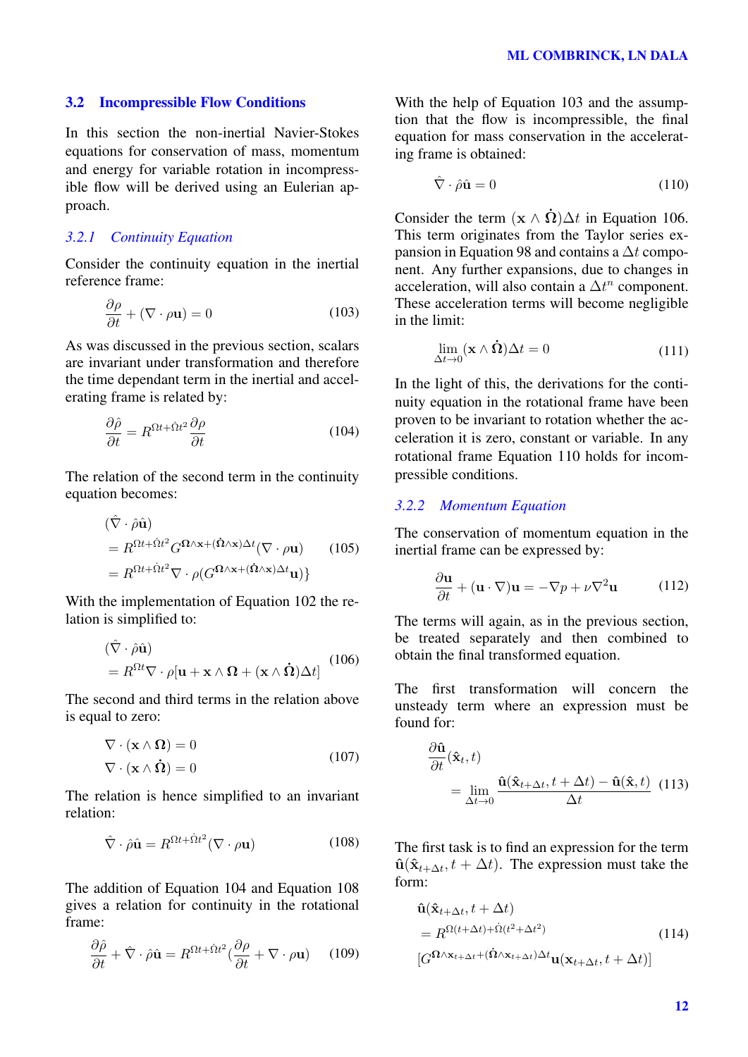## 3.2 Incompressible Flow Conditions

In this section the non-inertial Navier-Stokes equations for conservation of mass, momentum and energy for variable rotation in incompressible flow will be derived using an Eulerian approach.

### 3.2.1 Continuity Equation

Consider the continuity equation in the inertial reference frame:

$$\frac{\partial \rho}{\partial t} + (\nabla \cdot \rho \mathbf{u}) = 0 \tag{103}$$

As was discussed in the previous section, scalars are invariant under transformation and therefore the time dependant term in the inertial and accelerating frame is related by:

$$\frac{\partial \hat{\rho}}{\partial t} = R^{\Omega t + \dot{\Omega} t^2} \frac{\partial \rho}{\partial t} \tag{104}$$

The relation of the second term in the continuity equation becomes:

$$\begin{aligned}
&(\hat{\nabla} \cdot \hat{\rho} \hat{\mathbf{u}}) \\
&= R^{\Omega t + \dot{\Omega} t^2} G^{\mathbf{\Omega} \wedge \mathbf{x} + (\dot{\mathbf{\Omega}} \wedge \mathbf{x}) \Delta t} (\nabla \cdot \rho \mathbf{u}) \\
&= R^{\Omega t + \dot{\Omega} t^2} \nabla \cdot \rho (G^{\mathbf{\Omega} \wedge \mathbf{x} + (\dot{\mathbf{\Omega}} \wedge \mathbf{x}) \Delta t} \mathbf{u}) \}
\end{aligned} \tag{105}$$

With the implementation of Equation 102 the relation is simplified to:

$$\begin{aligned}
&(\hat{\nabla} \cdot \hat{\rho} \hat{\mathbf{u}}) \\
&= R^{\Omega t} \nabla \cdot \rho [\mathbf{u} + \mathbf{x} \wedge \mathbf{\Omega} + (\mathbf{x} \wedge \dot{\mathbf{\Omega}}) \Delta t]
\end{aligned} \tag{106}$$

The second and third terms in the relation above is equal to zero:

$$\begin{aligned}
\nabla \cdot (\mathbf{x} \wedge \mathbf{\Omega}) &= 0 \\
\nabla \cdot (\mathbf{x} \wedge \dot{\mathbf{\Omega}}) &= 0
\end{aligned} \tag{107}$$

The relation is hence simplified to an invariant relation:

$$\hat{\nabla} \cdot \hat{\rho} \hat{\mathbf{u}} = R^{\Omega t + \dot{\Omega} t^2} (\nabla \cdot \rho \mathbf{u}) \tag{108}$$

The addition of Equation 104 and Equation 108 gives a relation for continuity in the rotational frame:

$$\frac{\partial \hat{\rho}}{\partial t} + \hat{\nabla} \cdot \hat{\rho} \hat{\mathbf{u}} = R^{\Omega t + \dot{\Omega} t^2} (\frac{\partial \rho}{\partial t} + \nabla \cdot \rho \mathbf{u}) \tag{109}$$

With the help of Equation 103 and the assumption that the flow is incompressible, the final equation for mass conservation in the accelerating frame is obtained:

$$\hat{\nabla} \cdot \hat{\rho} \hat{\mathbf{u}} = 0 \tag{110}$$

Consider the term $(\mathbf{x} \wedge \dot{\mathbf{\Omega}})\Delta t$ in Equation 106. This term originates from the Taylor series expansion in Equation 98 and contains a $\Delta t$ component. Any further expansions, due to changes in acceleration, will also contain a $\Delta t^n$ component. These acceleration terms will become negligible in the limit:

$$\lim_{\Delta t \to 0} (\mathbf{x} \wedge \dot{\mathbf{\Omega}}) \Delta t = 0 \tag{111}$$

In the light of this, the derivations for the continuity equation in the rotational frame have been proven to be invariant to rotation whether the acceleration it is zero, constant or variable. In any rotational frame Equation 110 holds for incompressible conditions.

### 3.2.2 Momentum Equation

The conservation of momentum equation in the inertial frame can be expressed by:

$$\frac{\partial \mathbf{u}}{\partial t} + (\mathbf{u} \cdot \nabla) \mathbf{u} = -\nabla p + \nu \nabla^2 \mathbf{u} \tag{112}$$

The terms will again, as in the previous section, be treated separately and then combined to obtain the final transformed equation.

The first transformation will concern the unsteady term where an expression must be found for:

$$\begin{aligned}
&\frac{\partial \hat{\mathbf{u}}}{\partial t} (\hat{\mathbf{x}}_t, t) \\
&= \lim_{\Delta t \to 0} \frac{\hat{\mathbf{u}}(\hat{\mathbf{x}}_{t+\Delta t}, t + \Delta t) - \hat{\mathbf{u}}(\hat{\mathbf{x}}, t)}{\Delta t}
\end{aligned} \tag{113}$$

The first task is to find an expression for the term $\hat{\mathbf{u}}(\hat{\mathbf{x}}_{t+\Delta t}, t + \Delta t)$. The expression must take the form:

$$\begin{aligned}
&\hat{\mathbf{u}}(\hat{\mathbf{x}}_{t+\Delta t}, t + \Delta t) \\
&= R^{\Omega (t + \Delta t) + \dot{\Omega}(t^2 + \Delta t^2)} \\
&[G^{\mathbf{\Omega} \wedge \mathbf{x}_{t+\Delta t} + (\dot{\mathbf{\Omega}} \wedge \mathbf{x}_{t+\Delta t}) \Delta t} \mathbf{u}(\mathbf{x}_{t+\Delta t}, t + \Delta t)]
\end{aligned} \tag{114}$$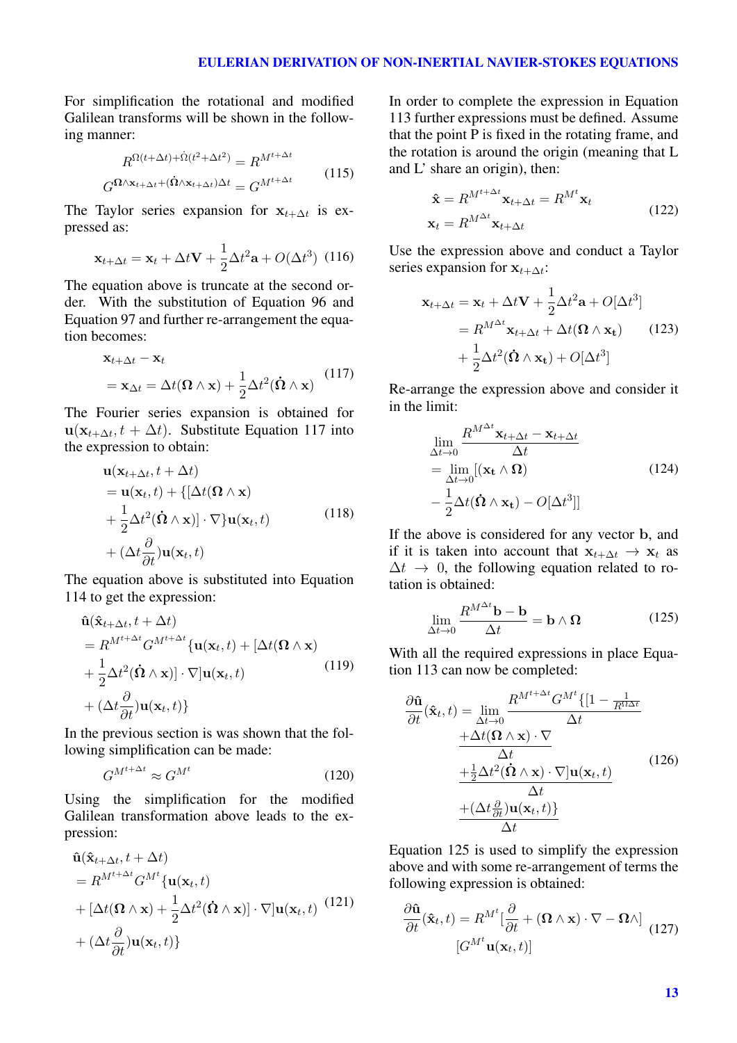For simplification the rotational and modified Galilean transforms will be shown in the following manner:

$$
\begin{aligned}
R^{\Omega(t+\Delta t)+\dot{\Omega}(t^2+\Delta t^2)} &= R^{M^{t+\Delta t}} \\
G^{\mathbf{\Omega}\wedge\mathbf{x}_{t+\Delta t}+(\dot{\mathbf{\Omega}}\wedge\mathbf{x}_{t+\Delta t})\Delta t} &= G^{M^{t+\Delta t}}
\end{aligned}
\tag{115}
$$

The Taylor series expansion for $\mathbf{x}_{t+\Delta t}$ is expressed as:

$$
\mathbf{x}_{t+\Delta t} = \mathbf{x}_t + \Delta t\mathbf{V} + \frac{1}{2}\Delta t^2\mathbf{a} + O(\Delta t^3) \tag{116}
$$

The equation above is truncate at the second order. With the substitution of Equation 96 and Equation 97 and further re-arrangement the equation becomes:

$$
\begin{aligned}
&\mathbf{x}_{t+\Delta t} - \mathbf{x}_t \\
&= \mathbf{x}_{\Delta t} = \Delta t(\mathbf{\Omega}\wedge\mathbf{x}) + \frac{1}{2}\Delta t^2(\dot{\mathbf{\Omega}}\wedge\mathbf{x})
\end{aligned}
\tag{117}
$$

The Fourier series expansion is obtained for $\mathbf{u}(\mathbf{x}_{t+\Delta t}, t+\Delta t)$. Substitute Equation 117 into the expression to obtain:

$$
\begin{aligned}
&\mathbf{u}(\mathbf{x}_{t+\Delta t}, t+\Delta t) \\
&= \mathbf{u}(\mathbf{x}_t, t) + \{[\Delta t(\mathbf{\Omega}\wedge\mathbf{x}) \\
&+ \frac{1}{2}\Delta t^2(\dot{\mathbf{\Omega}}\wedge\mathbf{x})]\cdot\nabla\}\mathbf{u}(\mathbf{x}_t, t) \\
&+ (\Delta t\frac{\partial}{\partial t})\mathbf{u}(\mathbf{x}_t, t)
\end{aligned}
\tag{118}
$$

The equation above is substituted into Equation 114 to get the expression:

$$
\begin{aligned}
&\hat{\mathbf{u}}(\hat{\mathbf{x}}_{t+\Delta t}, t+\Delta t) \\
&= R^{M^{t+\Delta t}}G^{M^{t+\Delta t}}\{\mathbf{u}(\mathbf{x}_t, t) + [\Delta t(\mathbf{\Omega}\wedge\mathbf{x}) \\
&+ \frac{1}{2}\Delta t^2(\dot{\mathbf{\Omega}}\wedge\mathbf{x})]\cdot\nabla]\mathbf{u}(\mathbf{x}_t, t) \\
&+ (\Delta t\frac{\partial}{\partial t})\mathbf{u}(\mathbf{x}_t, t)\}
\end{aligned}
\tag{119}
$$

In the previous section is was shown that the following simplification can be made:

$$
G^{M^{t+\Delta t}} \approx G^{M^t} \tag{120}
$$

Using the simplification for the modified Galilean transformation above leads to the expression:

$$
\begin{aligned}
&\hat{\mathbf{u}}(\hat{\mathbf{x}}_{t+\Delta t}, t+\Delta t) \\
&= R^{M^{t+\Delta t}}G^{M^t}\{\mathbf{u}(\mathbf{x}_t, t) \\
&+ [\Delta t(\mathbf{\Omega}\wedge\mathbf{x}) + \frac{1}{2}\Delta t^2(\dot{\mathbf{\Omega}}\wedge\mathbf{x})]\cdot\nabla]\mathbf{u}(\mathbf{x}_t, t) \\
&+ (\Delta t\frac{\partial}{\partial t})\mathbf{u}(\mathbf{x}_t, t)\}
\end{aligned}
\tag{121}
$$

In order to complete the expression in Equation 113 further expressions must be defined. Assume that the point P is fixed in the rotating frame, and the rotation is around the origin (meaning that L and L' share an origin), then:

$$
\begin{aligned}
\hat{\mathbf{x}} &= R^{M^{t+\Delta t}}\mathbf{x}_{t+\Delta t} = R^{M^t}\mathbf{x}_t \\
\mathbf{x}_t &= R^{M^{\Delta t}}\mathbf{x}_{t+\Delta t}
\end{aligned}
\tag{122}
$$

Use the expression above and conduct a Taylor series expansion for $\mathbf{x}_{t+\Delta t}$:

$$
\begin{aligned}
\mathbf{x}_{t+\Delta t} &= \mathbf{x}_t + \Delta t\mathbf{V} + \frac{1}{2}\Delta t^2\mathbf{a} + O[\Delta t^3] \\
&= R^{M^{\Delta t}}\mathbf{x}_{t+\Delta t} + \Delta t(\mathbf{\Omega}\wedge\mathbf{x_t}) \\
&+ \frac{1}{2}\Delta t^2(\dot{\mathbf{\Omega}}\wedge\mathbf{x_t}) + O[\Delta t^3]
\end{aligned}
\tag{123}
$$

Re-arrange the expression above and consider it in the limit:

$$
\begin{aligned}
&\lim_{\Delta t\to 0}\frac{R^{M^{\Delta t}}\mathbf{x}_{t+\Delta t} - \mathbf{x}_{t+\Delta t}}{\Delta t} \\
&= \lim_{\Delta t\to 0}[(\mathbf{x_t}\wedge\mathbf{\Omega}) \\
&- \frac{1}{2}\Delta t(\dot{\mathbf{\Omega}}\wedge\mathbf{x_t}) - O[\Delta t^3]]
\end{aligned}
\tag{124}
$$

If the above is considered for any vector $\mathbf{b}$, and if it is taken into account that $\mathbf{x}_{t+\Delta t} \to \mathbf{x}_t$ as $\Delta t \to 0$, the following equation related to rotation is obtained:

$$
\lim_{\Delta t\to 0}\frac{R^{M^{\Delta t}}\mathbf{b} - \mathbf{b}}{\Delta t} = \mathbf{b}\wedge\mathbf{\Omega} \tag{125}
$$

With all the required expressions in place Equation 113 can now be completed:

$$
\begin{aligned}
\frac{\partial\hat{\mathbf{u}}}{\partial t}(\hat{\mathbf{x}}_t, t) = \lim_{\Delta t\to 0}&\frac{R^{M^{t+\Delta t}}G^{M^t}\{[1 - \frac{1}{R^{\Omega\Delta t}}}{\Delta t} \\
&\frac{+\Delta t(\mathbf{\Omega}\wedge\mathbf{x})\cdot\nabla}{\Delta t} \\
&\frac{+\frac{1}{2}\Delta t^2(\dot{\mathbf{\Omega}}\wedge\mathbf{x})\cdot\nabla]\mathbf{u}(\mathbf{x}_t, t)}{\Delta t} \\
&\frac{+(\Delta t\frac{\partial}{\partial t})\mathbf{u}(\mathbf{x}_t, t)\}}{\Delta t}
\end{aligned}
\tag{126}
$$

Equation 125 is used to simplify the expression above and with some re-arrangement of terms the following expression is obtained:

$$
\begin{aligned}
\frac{\partial\hat{\mathbf{u}}}{\partial t}(\hat{\mathbf{x}}_t, t) = R^{M^t}[&\frac{\partial}{\partial t} + (\mathbf{\Omega}\wedge\mathbf{x})\cdot\nabla - \mathbf{\Omega}\wedge] \\
&[G^{M^t}\mathbf{u}(\mathbf{x}_t, t)]
\end{aligned}
\tag{127}
$$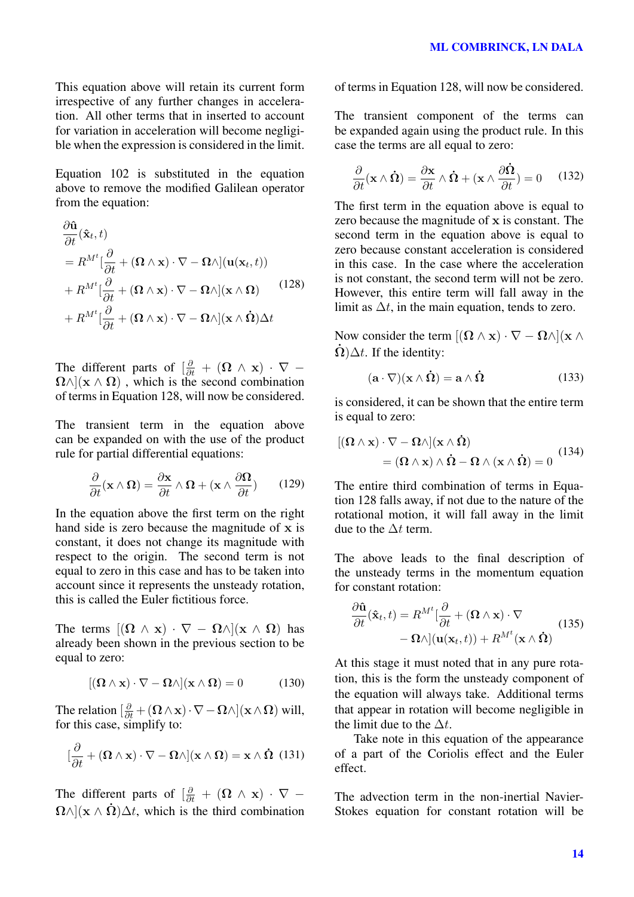This equation above will retain its current form irrespective of any further changes in acceleration. All other terms that in inserted to account for variation in acceleration will become negligible when the expression is considered in the limit.

Equation 102 is substituted in the equation above to remove the modified Galilean operator from the equation:

$$
\begin{aligned}
&\frac{\partial \hat{\mathbf{u}}}{\partial t}(\hat{\mathbf{x}}_t, t) \\
&= R^{M^t}[\frac{\partial}{\partial t} + (\mathbf{\Omega} \wedge \mathbf{x}) \cdot \nabla - \mathbf{\Omega}\wedge](\mathbf{u}(\mathbf{x}_t, t)) \\
&+ R^{M^t}[\frac{\partial}{\partial t} + (\mathbf{\Omega} \wedge \mathbf{x}) \cdot \nabla - \mathbf{\Omega}\wedge](\mathbf{x} \wedge \mathbf{\Omega}) \\
&+ R^{M^t}[\frac{\partial}{\partial t} + (\mathbf{\Omega} \wedge \mathbf{x}) \cdot \nabla - \mathbf{\Omega}\wedge](\mathbf{x} \wedge \dot{\mathbf{\Omega}})\Delta t
\end{aligned}
\tag{128}
$$

The different parts of $[\frac{\partial}{\partial t} + (\mathbf{\Omega} \wedge \mathbf{x}) \cdot \nabla - \mathbf{\Omega}\wedge](\mathbf{x} \wedge \mathbf{\Omega})$ , which is the second combination of terms in Equation 128, will now be considered.

The transient term in the equation above can be expanded on with the use of the product rule for partial differential equations:

$$
\frac{\partial}{\partial t}(\mathbf{x} \wedge \mathbf{\Omega}) = \frac{\partial \mathbf{x}}{\partial t} \wedge \mathbf{\Omega} + (\mathbf{x} \wedge \frac{\partial \mathbf{\Omega}}{\partial t}) \tag{129}
$$

In the equation above the first term on the right hand side is zero because the magnitude of $\mathbf{x}$ is constant, it does not change its magnitude with respect to the origin. The second term is not equal to zero in this case and has to be taken into account since it represents the unsteady rotation, this is called the Euler fictitious force.

The terms $[(\mathbf{\Omega} \wedge \mathbf{x}) \cdot \nabla - \mathbf{\Omega}\wedge](\mathbf{x} \wedge \mathbf{\Omega})$ has already been shown in the previous section to be equal to zero:

$$
[(\mathbf{\Omega} \wedge \mathbf{x}) \cdot \nabla - \mathbf{\Omega}\wedge](\mathbf{x} \wedge \mathbf{\Omega}) = 0 \tag{130}
$$

The relation $[\frac{\partial}{\partial t} + (\mathbf{\Omega} \wedge \mathbf{x}) \cdot \nabla - \mathbf{\Omega}\wedge](\mathbf{x} \wedge \mathbf{\Omega})$ will, for this case, simplify to:

$$
[\frac{\partial}{\partial t} + (\mathbf{\Omega} \wedge \mathbf{x}) \cdot \nabla - \mathbf{\Omega}\wedge](\mathbf{x} \wedge \mathbf{\Omega}) = \mathbf{x} \wedge \dot{\mathbf{\Omega}} \tag{131}
$$

The different parts of $[\frac{\partial}{\partial t} + (\mathbf{\Omega} \wedge \mathbf{x}) \cdot \nabla - \mathbf{\Omega}\wedge](\mathbf{x} \wedge \dot{\mathbf{\Omega}})\Delta t$, which is the third combination of terms in Equation 128, will now be considered.

The transient component of the terms can be expanded again using the product rule. In this case the terms are all equal to zero:

$$
\frac{\partial}{\partial t}(\mathbf{x} \wedge \dot{\mathbf{\Omega}}) = \frac{\partial \mathbf{x}}{\partial t} \wedge \dot{\mathbf{\Omega}} + (\mathbf{x} \wedge \frac{\partial \dot{\mathbf{\Omega}}}{\partial t}) = 0 \tag{132}
$$

The first term in the equation above is equal to zero because the magnitude of $\mathbf{x}$ is constant. The second term in the equation above is equal to zero because constant acceleration is considered in this case. In the case where the acceleration is not constant, the second term will not be zero. However, this entire term will fall away in the limit as $\Delta t$, in the main equation, tends to zero.

Now consider the term $[(\mathbf{\Omega} \wedge \mathbf{x}) \cdot \nabla - \mathbf{\Omega}\wedge](\mathbf{x} \wedge \dot{\mathbf{\Omega}})\Delta t$. If the identity:

$$
(\mathbf{a} \cdot \nabla)(\mathbf{x} \wedge \dot{\mathbf{\Omega}}) = \mathbf{a} \wedge \dot{\mathbf{\Omega}} \tag{133}
$$

is considered, it can be shown that the entire term is equal to zero:

$$
\begin{aligned}
&[(\mathbf{\Omega} \wedge \mathbf{x}) \cdot \nabla - \mathbf{\Omega}\wedge](\mathbf{x} \wedge \dot{\mathbf{\Omega}}) \\
&\quad = (\mathbf{\Omega} \wedge \mathbf{x}) \wedge \dot{\mathbf{\Omega}} - \mathbf{\Omega} \wedge (\mathbf{x} \wedge \dot{\mathbf{\Omega}}) = 0
\end{aligned}
\tag{134}
$$

The entire third combination of terms in Equation 128 falls away, if not due to the nature of the rotational motion, it will fall away in the limit due to the $\Delta t$ term.

The above leads to the final description of the unsteady terms in the momentum equation for constant rotation:

$$
\begin{aligned}
\frac{\partial \hat{\mathbf{u}}}{\partial t}(\hat{\mathbf{x}}_t, t) = R^{M^t}[&\frac{\partial}{\partial t} + (\mathbf{\Omega} \wedge \mathbf{x}) \cdot \nabla \\
&- \mathbf{\Omega}\wedge](\mathbf{u}(\mathbf{x}_t, t)) + R^{M^t}(\mathbf{x} \wedge \dot{\mathbf{\Omega}})
\end{aligned}
\tag{135}
$$

At this stage it must noted that in any pure rotation, this is the form the unsteady component of the equation will always take. Additional terms that appear in rotation will become negligible in the limit due to the $\Delta t$.

Take note in this equation of the appearance of a part of the Coriolis effect and the Euler effect.

The advection term in the non-inertial Navier-Stokes equation for constant rotation will be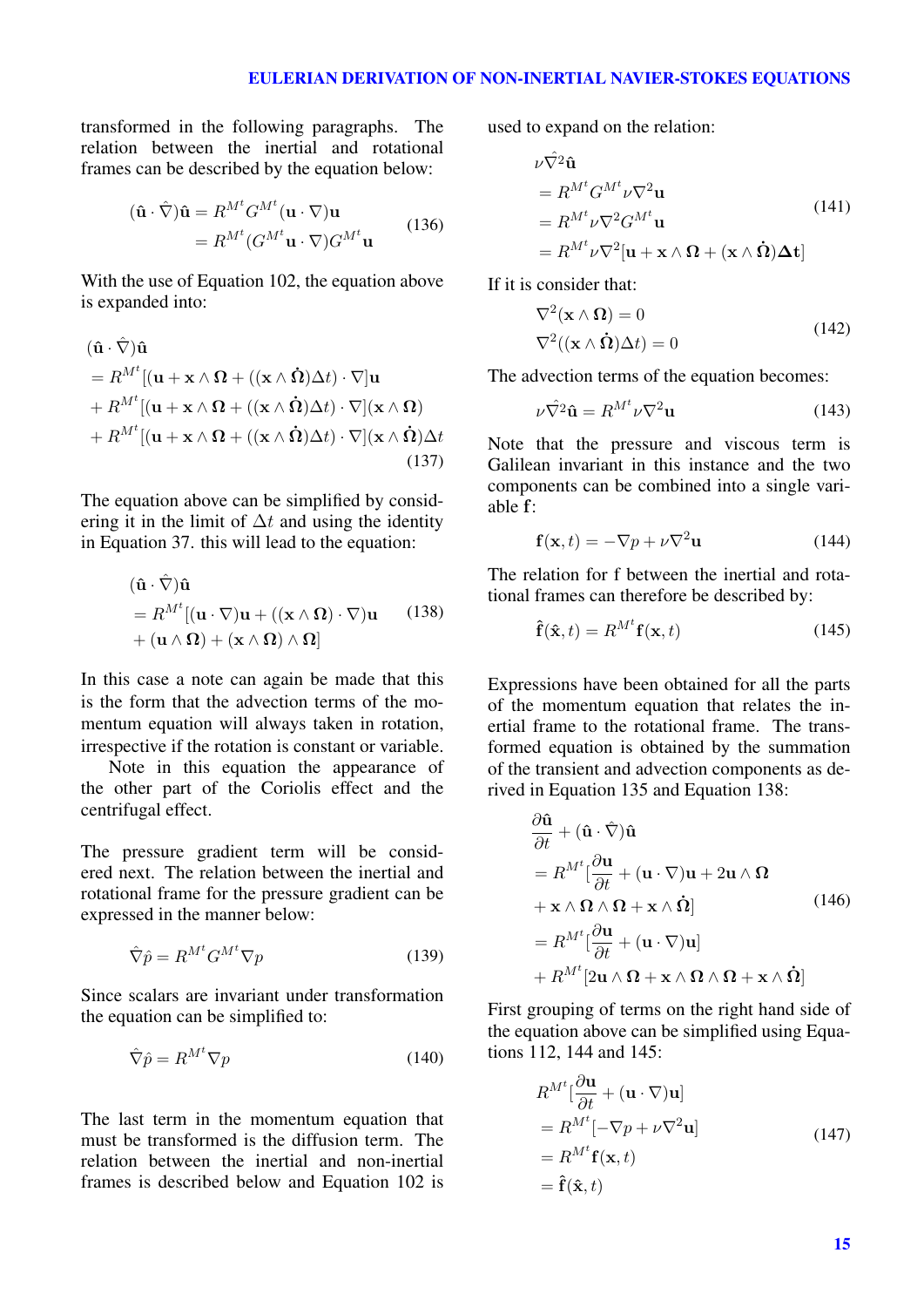transformed in the following paragraphs. The relation between the inertial and rotational frames can be described by the equation below:

$$
\begin{aligned}
(\hat{\mathbf{u}} \cdot \hat{\nabla})\hat{\mathbf{u}} &= R^{M^t} G^{M^t} (\mathbf{u} \cdot \nabla)\mathbf{u} \\
&= R^{M^t} (G^{M^t}\mathbf{u} \cdot \nabla) G^{M^t}\mathbf{u}
\end{aligned}
\tag{136}
$$

With the use of Equation 102, the equation above is expanded into:

$$
\begin{aligned}
&(\hat{\mathbf{u}} \cdot \hat{\nabla})\hat{\mathbf{u}} \\
&= R^{M^t}[(\mathbf{u} + \mathbf{x} \wedge \mathbf{\Omega} + ((\mathbf{x} \wedge \dot{\mathbf{\Omega}})\Delta t) \cdot \nabla]\mathbf{u} \\
&+ R^{M^t}[(\mathbf{u} + \mathbf{x} \wedge \mathbf{\Omega} + ((\mathbf{x} \wedge \dot{\mathbf{\Omega}})\Delta t) \cdot \nabla](\mathbf{x} \wedge \mathbf{\Omega}) \\
&+ R^{M^t}[(\mathbf{u} + \mathbf{x} \wedge \mathbf{\Omega} + ((\mathbf{x} \wedge \dot{\mathbf{\Omega}})\Delta t) \cdot \nabla](\mathbf{x} \wedge \dot{\mathbf{\Omega}})\Delta t
\end{aligned}
\tag{137}
$$

The equation above can be simplified by considering it in the limit of $\Delta t$ and using the identity in Equation 37. this will lead to the equation:

$$
\begin{aligned}
&(\hat{\mathbf{u}} \cdot \hat{\nabla})\hat{\mathbf{u}} \\
&= R^{M^t}[(\mathbf{u} \cdot \nabla)\mathbf{u} + ((\mathbf{x} \wedge \mathbf{\Omega}) \cdot \nabla)\mathbf{u} \\
&+ (\mathbf{u} \wedge \mathbf{\Omega}) + (\mathbf{x} \wedge \mathbf{\Omega}) \wedge \mathbf{\Omega}]
\end{aligned}
\tag{138}
$$

In this case a note can again be made that this is the form that the advection terms of the momentum equation will always taken in rotation, irrespective if the rotation is constant or variable.

Note in this equation the appearance of the other part of the Coriolis effect and the centrifugal effect.

The pressure gradient term will be considered next. The relation between the inertial and rotational frame for the pressure gradient can be expressed in the manner below:

$$
\hat{\nabla}\hat{p} = R^{M^t} G^{M^t} \nabla p \tag{139}
$$

Since scalars are invariant under transformation the equation can be simplified to:

$$
\hat{\nabla}\hat{p} = R^{M^t} \nabla p \tag{140}
$$

The last term in the momentum equation that must be transformed is the diffusion term. The relation between the inertial and non-inertial frames is described below and Equation 102 is used to expand on the relation:

$$
\begin{aligned}
&\nu\hat{\nabla}^2\hat{\mathbf{u}} \\
&= R^{M^t} G^{M^t} \nu \nabla^2 \mathbf{u} \\
&= R^{M^t} \nu \nabla^2 G^{M^t} \mathbf{u} \\
&= R^{M^t} \nu \nabla^2 [\mathbf{u} + \mathbf{x} \wedge \mathbf{\Omega} + (\mathbf{x} \wedge \dot{\mathbf{\Omega}})\mathbf{\Delta t}]
\end{aligned}
\tag{141}
$$

If it is consider that:

$$
\begin{aligned}
&\nabla^2(\mathbf{x} \wedge \mathbf{\Omega}) = 0 \\
&\nabla^2((\mathbf{x} \wedge \dot{\mathbf{\Omega}})\Delta t) = 0
\end{aligned}
\tag{142}
$$

The advection terms of the equation becomes:

$$
\nu\hat{\nabla}^2\hat{\mathbf{u}} = R^{M^t} \nu \nabla^2 \mathbf{u} \tag{143}
$$

Note that the pressure and viscous term is Galilean invariant in this instance and the two components can be combined into a single variable $\mathbf{f}$:

$$
\mathbf{f}(\mathbf{x}, t) = -\nabla p + \nu \nabla^2 \mathbf{u} \tag{144}
$$

The relation for f between the inertial and rotational frames can therefore be described by:

$$
\hat{\mathbf{f}}(\hat{\mathbf{x}}, t) = R^{M^t} \mathbf{f}(\mathbf{x}, t) \tag{145}
$$

Expressions have been obtained for all the parts of the momentum equation that relates the inertial frame to the rotational frame. The transformed equation is obtained by the summation of the transient and advection components as derived in Equation 135 and Equation 138:

$$
\begin{aligned}
&\frac{\partial \hat{\mathbf{u}}}{\partial t} + (\hat{\mathbf{u}} \cdot \hat{\nabla})\hat{\mathbf{u}} \\
&= R^{M^t}[\frac{\partial \mathbf{u}}{\partial t} + (\mathbf{u} \cdot \nabla)\mathbf{u} + 2\mathbf{u} \wedge \mathbf{\Omega} \\
&+ \mathbf{x} \wedge \mathbf{\Omega} \wedge \mathbf{\Omega} + \mathbf{x} \wedge \dot{\mathbf{\Omega}}] \\
&= R^{M^t}[\frac{\partial \mathbf{u}}{\partial t} + (\mathbf{u} \cdot \nabla)\mathbf{u}] \\
&+ R^{M^t}[2\mathbf{u} \wedge \mathbf{\Omega} + \mathbf{x} \wedge \mathbf{\Omega} \wedge \mathbf{\Omega} + \mathbf{x} \wedge \dot{\mathbf{\Omega}}]
\end{aligned}
\tag{146}
$$

First grouping of terms on the right hand side of the equation above can be simplified using Equations 112, 144 and 145:

$$
\begin{aligned}
&R^{M^t}[\frac{\partial \mathbf{u}}{\partial t} + (\mathbf{u} \cdot \nabla)\mathbf{u}] \\
&= R^{M^t}[-\nabla p + \nu \nabla^2 \mathbf{u}] \\
&= R^{M^t}\mathbf{f}(\mathbf{x}, t) \\
&= \hat{\mathbf{f}}(\hat{\mathbf{x}}, t)
\end{aligned}
\tag{147}
$$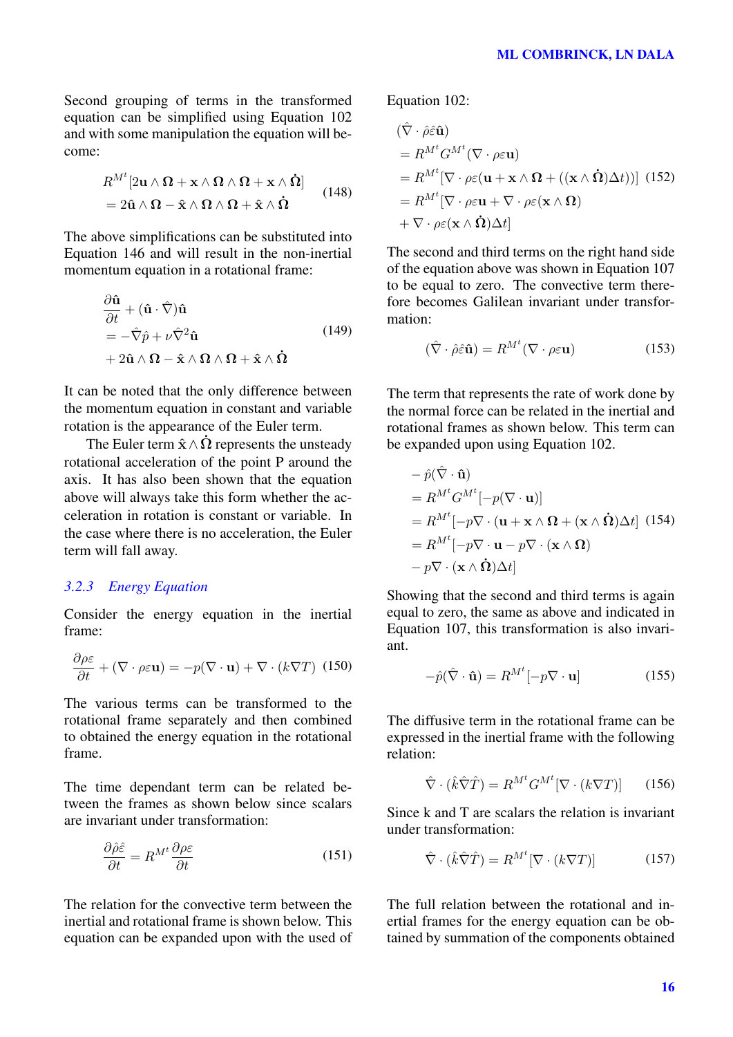Second grouping of terms in the transformed equation can be simplified using Equation 102 and with some manipulation the equation will become:

$$
\begin{aligned}
&R^{M^t}[2\mathbf{u} \wedge \boldsymbol{\Omega} + \mathbf{x} \wedge \boldsymbol{\Omega} \wedge \boldsymbol{\Omega} + \mathbf{x} \wedge \dot{\boldsymbol{\Omega}}] \\
&= 2\hat{\mathbf{u}} \wedge \boldsymbol{\Omega} - \hat{\mathbf{x}} \wedge \boldsymbol{\Omega} \wedge \boldsymbol{\Omega} + \hat{\mathbf{x}} \wedge \dot{\boldsymbol{\Omega}}
\end{aligned} \tag{148}
$$

The above simplifications can be substituted into Equation 146 and will result in the non-inertial momentum equation in a rotational frame:

$$
\begin{aligned}
&\frac{\partial \hat{\mathbf{u}}}{\partial t} + (\hat{\mathbf{u}} \cdot \hat{\nabla})\hat{\mathbf{u}} \\
&= -\hat{\nabla}\hat{p} + \nu \hat{\nabla}^2 \hat{\mathbf{u}} \\
&+ 2\hat{\mathbf{u}} \wedge \boldsymbol{\Omega} - \hat{\mathbf{x}} \wedge \boldsymbol{\Omega} \wedge \boldsymbol{\Omega} + \hat{\mathbf{x}} \wedge \dot{\boldsymbol{\Omega}}
\end{aligned} \tag{149}
$$

It can be noted that the only difference between the momentum equation in constant and variable rotation is the appearance of the Euler term.

The Euler term $\hat{\mathbf{x}} \wedge \dot{\boldsymbol{\Omega}}$ represents the unsteady rotational acceleration of the point P around the axis. It has also been shown that the equation above will always take this form whether the acceleration in rotation is constant or variable. In the case where there is no acceleration, the Euler term will fall away.

### *3.2.3 Energy Equation*

Consider the energy equation in the inertial frame:

$$
\frac{\partial \rho \varepsilon}{\partial t} + (\nabla \cdot \rho \varepsilon \mathbf{u}) = -p(\nabla \cdot \mathbf{u}) + \nabla \cdot (k \nabla T) \tag{150}
$$

The various terms can be transformed to the rotational frame separately and then combined to obtained the energy equation in the rotational frame.

The time dependant term can be related between the frames as shown below since scalars are invariant under transformation:

$$
\frac{\partial \hat{\rho} \hat{\varepsilon}}{\partial t} = R^{M^t} \frac{\partial \rho \varepsilon}{\partial t} \tag{151}
$$

The relation for the convective term between the inertial and rotational frame is shown below. This equation can be expanded upon with the used of Equation 102:

$$
\begin{aligned}
&(\hat{\nabla} \cdot \hat{\rho} \hat{\varepsilon} \hat{\mathbf{u}}) \\
&= R^{M^t} G^{M^t} (\nabla \cdot \rho \varepsilon \mathbf{u}) \\
&= R^{M^t} [\nabla \cdot \rho \varepsilon (\mathbf{u} + \mathbf{x} \wedge \boldsymbol{\Omega} + ((\mathbf{x} \wedge \dot{\boldsymbol{\Omega}}) \Delta t))] \\
&= R^{M^t} [\nabla \cdot \rho \varepsilon \mathbf{u} + \nabla \cdot \rho \varepsilon (\mathbf{x} \wedge \boldsymbol{\Omega}) \\
&+ \nabla \cdot \rho \varepsilon (\mathbf{x} \wedge \dot{\boldsymbol{\Omega}}) \Delta t]
\end{aligned} \tag{152}
$$

The second and third terms on the right hand side of the equation above was shown in Equation 107 to be equal to zero. The convective term therefore becomes Galilean invariant under transformation:

$$
(\hat{\nabla} \cdot \hat{\rho} \hat{\varepsilon} \hat{\mathbf{u}}) = R^{M^t} (\nabla \cdot \rho \varepsilon \mathbf{u}) \tag{153}
$$

The term that represents the rate of work done by the normal force can be related in the inertial and rotational frames as shown below. This term can be expanded upon using Equation 102.

$$
\begin{aligned}
&-\hat{p}(\hat{\nabla} \cdot \hat{\mathbf{u}}) \\
&= R^{M^t} G^{M^t} [-p(\nabla \cdot \mathbf{u})] \\
&= R^{M^t} [-p\nabla \cdot (\mathbf{u} + \mathbf{x} \wedge \boldsymbol{\Omega} + (\mathbf{x} \wedge \dot{\boldsymbol{\Omega}}) \Delta t] \\
&= R^{M^t} [-p\nabla \cdot \mathbf{u} - p\nabla \cdot (\mathbf{x} \wedge \boldsymbol{\Omega}) \\
&- p\nabla \cdot (\mathbf{x} \wedge \dot{\boldsymbol{\Omega}}) \Delta t]
\end{aligned} \tag{154}
$$

Showing that the second and third terms is again equal to zero, the same as above and indicated in Equation 107, this transformation is also invariant.

$$
-\hat{p}(\hat{\nabla} \cdot \hat{\mathbf{u}}) = R^{M^t} [-p\nabla \cdot \mathbf{u}] \tag{155}
$$

The diffusive term in the rotational frame can be expressed in the inertial frame with the following relation:

$$
\hat{\nabla} \cdot (\hat{k} \hat{\nabla} \hat{T}) = R^{M^t} G^{M^t} [\nabla \cdot (k \nabla T)] \tag{156}
$$

Since k and T are scalars the relation is invariant under transformation:

$$
\hat{\nabla} \cdot (\hat{k} \hat{\nabla} \hat{T}) = R^{M^t} [\nabla \cdot (k \nabla T)] \tag{157}
$$

The full relation between the rotational and inertial frames for the energy equation can be obtained by summation of the components obtained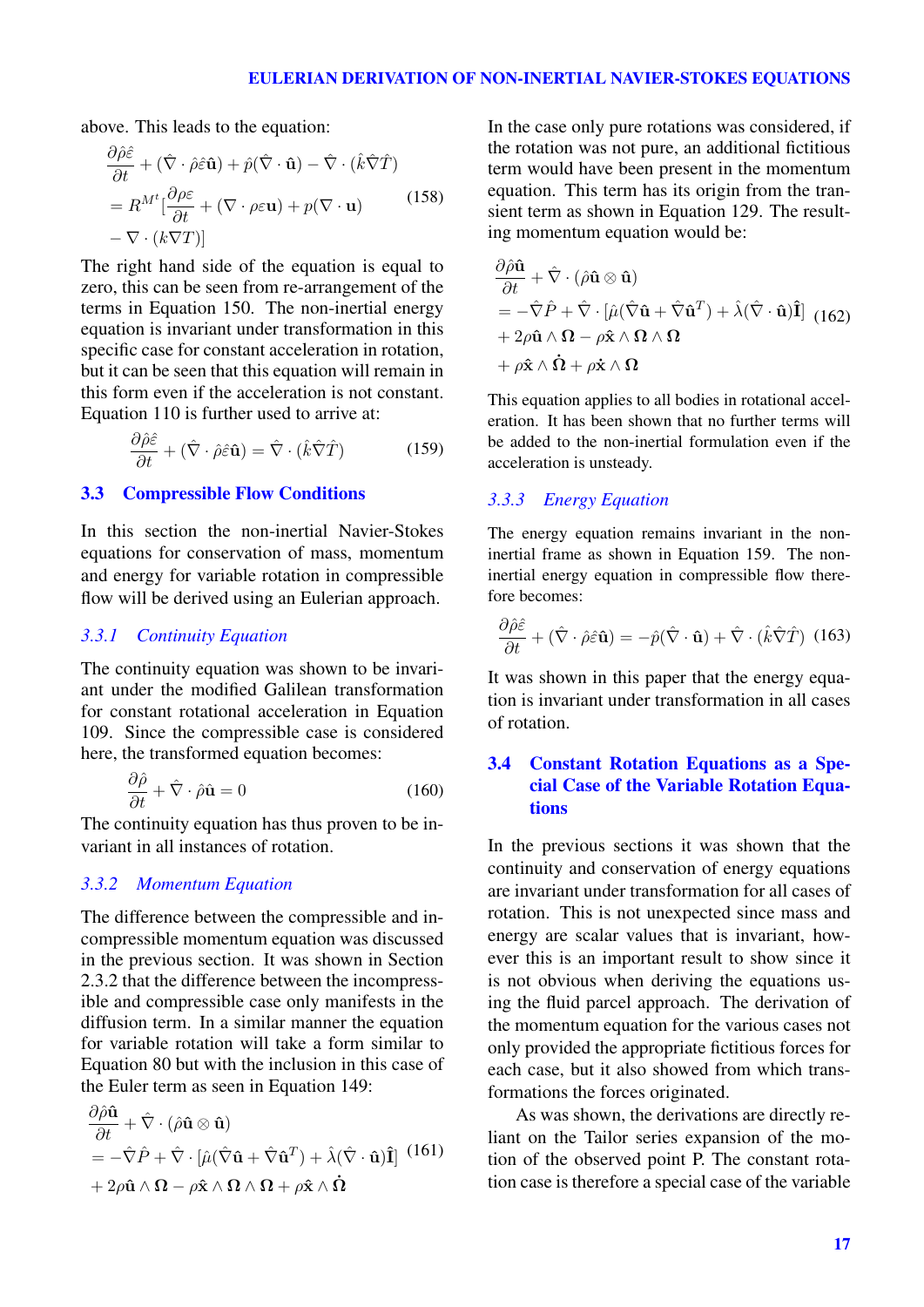above. This leads to the equation:

$$
\begin{aligned}
&\frac{\partial \hat{\rho}\hat{\varepsilon}}{\partial t} + (\hat{\nabla} \cdot \hat{\rho}\hat{\varepsilon}\hat{\mathbf{u}}) + \hat{p}(\hat{\nabla} \cdot \hat{\mathbf{u}}) - \hat{\nabla} \cdot (\hat{k}\hat{\nabla}\hat{T}) \\
&= R^{M^t}[\frac{\partial \rho\varepsilon}{\partial t} + (\nabla \cdot \rho\varepsilon\mathbf{u}) + p(\nabla \cdot \mathbf{u}) \\
&- \nabla \cdot (k\nabla T)]
\end{aligned} \tag{158}
$$

The right hand side of the equation is equal to zero, this can be seen from re-arrangement of the terms in Equation 150. The non-inertial energy equation is invariant under transformation in this specific case for constant acceleration in rotation, but it can be seen that this equation will remain in this form even if the acceleration is not constant. Equation 110 is further used to arrive at:

$$
\frac{\partial \hat{\rho}\hat{\varepsilon}}{\partial t} + (\hat{\nabla} \cdot \hat{\rho}\hat{\varepsilon}\hat{\mathbf{u}}) = \hat{\nabla} \cdot (\hat{k}\hat{\nabla}\hat{T}) \tag{159}
$$

## 3.3 Compressible Flow Conditions

In this section the non-inertial Navier-Stokes equations for conservation of mass, momentum and energy for variable rotation in compressible flow will be derived using an Eulerian approach.

### *3.3.1 Continuity Equation*

The continuity equation was shown to be invariant under the modified Galilean transformation for constant rotational acceleration in Equation 109. Since the compressible case is considered here, the transformed equation becomes:

$$
\frac{\partial \hat{\rho}}{\partial t} + \hat{\nabla} \cdot \hat{\rho}\hat{\mathbf{u}} = 0 \tag{160}
$$

The continuity equation has thus proven to be invariant in all instances of rotation.

### *3.3.2 Momentum Equation*

The difference between the compressible and incompressible momentum equation was discussed in the previous section. It was shown in Section 2.3.2 that the difference between the incompressible and compressible case only manifests in the diffusion term. In a similar manner the equation for variable rotation will take a form similar to Equation 80 but with the inclusion in this case of the Euler term as seen in Equation 149:

$$
\begin{aligned}
&\frac{\partial \hat{\rho}\hat{\mathbf{u}}}{\partial t} + \hat{\nabla} \cdot (\hat{\rho}\hat{\mathbf{u}} \otimes \hat{\mathbf{u}}) \\
&= -\hat{\nabla}\hat{P} + \hat{\nabla} \cdot [\hat{\mu}(\hat{\nabla}\hat{\mathbf{u}} + \hat{\nabla}\hat{\mathbf{u}}^T) + \hat{\lambda}(\hat{\nabla} \cdot \hat{\mathbf{u}})\hat{\mathbf{I}}] \\
&+ 2\rho\hat{\mathbf{u}} \wedge \boldsymbol{\Omega} - \rho\hat{\mathbf{x}} \wedge \boldsymbol{\Omega} \wedge \boldsymbol{\Omega} + \rho\hat{\mathbf{x}} \wedge \dot{\boldsymbol{\Omega}}
\end{aligned} \tag{161}
$$

In the case only pure rotations was considered, if the rotation was not pure, an additional fictitious term would have been present in the momentum equation. This term has its origin from the transient term as shown in Equation 129. The resulting momentum equation would be:

$$
\begin{aligned}
&\frac{\partial \hat{\rho}\hat{\mathbf{u}}}{\partial t} + \hat{\nabla} \cdot (\hat{\rho}\hat{\mathbf{u}} \otimes \hat{\mathbf{u}}) \\
&= -\hat{\nabla}\hat{P} + \hat{\nabla} \cdot [\hat{\mu}(\hat{\nabla}\hat{\mathbf{u}} + \hat{\nabla}\hat{\mathbf{u}}^T) + \hat{\lambda}(\hat{\nabla} \cdot \hat{\mathbf{u}})\hat{\mathbf{I}}] \\
&+ 2\rho\hat{\mathbf{u}} \wedge \boldsymbol{\Omega} - \rho\hat{\mathbf{x}} \wedge \boldsymbol{\Omega} \wedge \boldsymbol{\Omega} \\
&+ \rho\hat{\mathbf{x}} \wedge \dot{\boldsymbol{\Omega}} + \rho\dot{\mathbf{x}} \wedge \boldsymbol{\Omega}
\end{aligned} \tag{162}
$$

This equation applies to all bodies in rotational acceleration. It has been shown that no further terms will be added to the non-inertial formulation even if the acceleration is unsteady.

### *3.3.3 Energy Equation*

The energy equation remains invariant in the non-inertial frame as shown in Equation 159. The non-inertial energy equation in compressible flow therefore becomes:

$$
\frac{\partial \hat{\rho}\hat{\varepsilon}}{\partial t} + (\hat{\nabla} \cdot \hat{\rho}\hat{\varepsilon}\hat{\mathbf{u}}) = -\hat{p}(\hat{\nabla} \cdot \hat{\mathbf{u}}) + \hat{\nabla} \cdot (\hat{k}\hat{\nabla}\hat{T}) \tag{163}
$$

It was shown in this paper that the energy equation is invariant under transformation in all cases of rotation.

## 3.4 Constant Rotation Equations as a Special Case of the Variable Rotation Equations

In the previous sections it was shown that the continuity and conservation of energy equations are invariant under transformation for all cases of rotation. This is not unexpected since mass and energy are scalar values that is invariant, however this is an important result to show since it is not obvious when deriving the equations using the fluid parcel approach. The derivation of the momentum equation for the various cases not only provided the appropriate fictitious forces for each case, but it also showed from which transformations the forces originated.

As was shown, the derivations are directly reliant on the Tailor series expansion of the motion of the observed point P. The constant rotation case is therefore a special case of the variable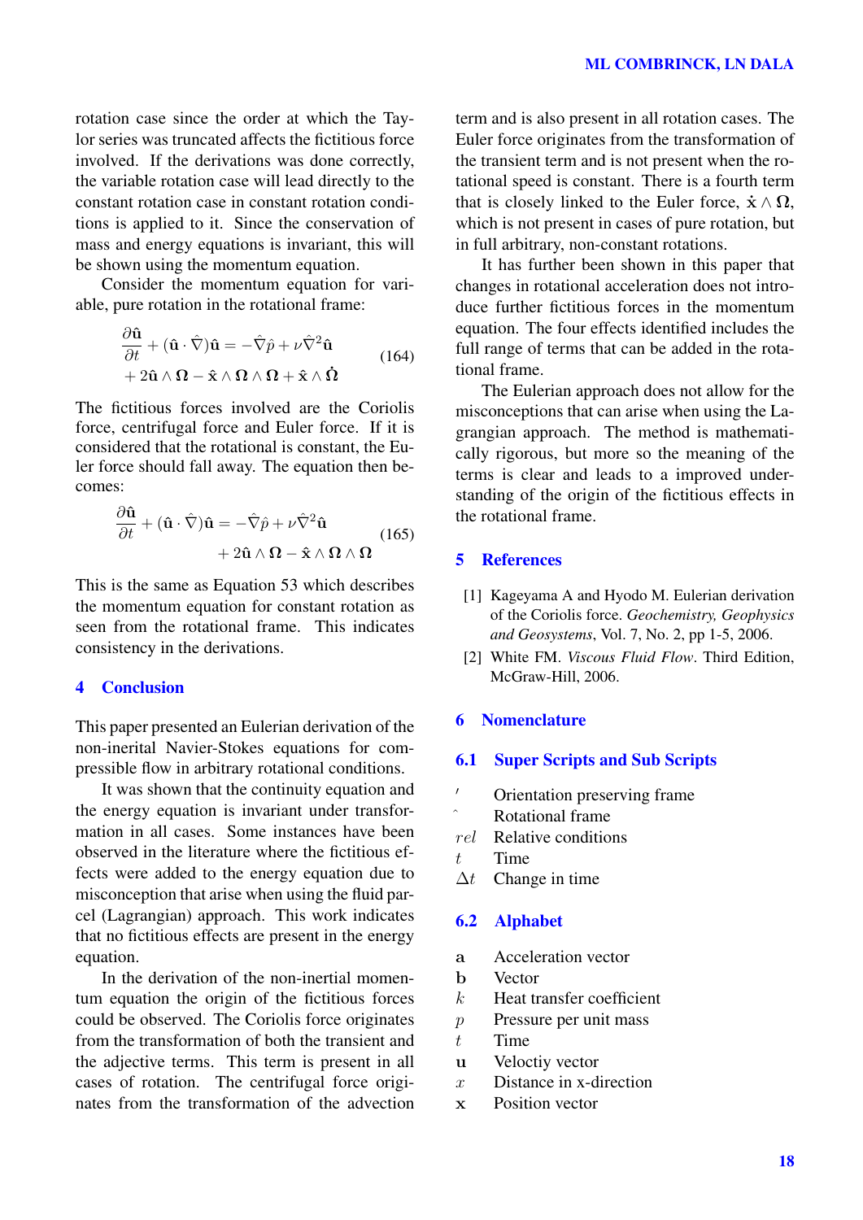rotation case since the order at which the Taylor series was truncated affects the fictitious force involved. If the derivations was done correctly, the variable rotation case will lead directly to the constant rotation case in constant rotation conditions is applied to it. Since the conservation of mass and energy equations is invariant, this will be shown using the momentum equation.

Consider the momentum equation for variable, pure rotation in the rotational frame:

$$\frac{\partial \hat{\mathbf{u}}}{\partial t} + (\hat{\mathbf{u}} \cdot \hat{\nabla})\hat{\mathbf{u}} = -\hat{\nabla}\hat{p} + \nu\hat{\nabla}^2\hat{\mathbf{u}} + 2\hat{\mathbf{u}} \wedge \mathbf{\Omega} - \hat{\mathbf{x}} \wedge \mathbf{\Omega} \wedge \mathbf{\Omega} + \hat{\mathbf{x}} \wedge \dot{\mathbf{\Omega}} \tag{164}$$

The fictitious forces involved are the Coriolis force, centrifugal force and Euler force. If it is considered that the rotational is constant, the Euler force should fall away. The equation then becomes:

$$\frac{\partial \hat{\mathbf{u}}}{\partial t} + (\hat{\mathbf{u}} \cdot \hat{\nabla})\hat{\mathbf{u}} = -\hat{\nabla}\hat{p} + \nu\hat{\nabla}^2\hat{\mathbf{u}} + 2\hat{\mathbf{u}} \wedge \mathbf{\Omega} - \hat{\mathbf{x}} \wedge \mathbf{\Omega} \wedge \mathbf{\Omega} \tag{165}$$

This is the same as Equation 53 which describes the momentum equation for constant rotation as seen from the rotational frame. This indicates consistency in the derivations.

# 4 Conclusion

This paper presented an Eulerian derivation of the non-inerital Navier-Stokes equations for compressible flow in arbitrary rotational conditions.

It was shown that the continuity equation and the energy equation is invariant under transformation in all cases. Some instances have been observed in the literature where the fictitious effects were added to the energy equation due to misconception that arise when using the fluid parcel (Lagrangian) approach. This work indicates that no fictitious effects are present in the energy equation.

In the derivation of the non-inertial momentum equation the origin of the fictitious forces could be observed. The Coriolis force originates from the transformation of both the transient and the adjective terms. This term is present in all cases of rotation. The centrifugal force originates from the transformation of the advection term and is also present in all rotation cases. The Euler force originates from the transformation of the transient term and is not present when the rotational speed is constant. There is a fourth term that is closely linked to the Euler force, $\dot{\mathbf{x}} \wedge \mathbf{\Omega}$, which is not present in cases of pure rotation, but in full arbitrary, non-constant rotations.

It has further been shown in this paper that changes in rotational acceleration does not introduce further fictitious forces in the momentum equation. The four effects identified includes the full range of terms that can be added in the rotational frame.

The Eulerian approach does not allow for the misconceptions that can arise when using the Lagrangian approach. The method is mathematically rigorous, but more so the meaning of the terms is clear and leads to a improved understanding of the origin of the fictitious effects in the rotational frame.

# 5 References

[1] Kageyama A and Hyodo M. Eulerian derivation of the Coriolis force. *Geochemistry, Geophysics and Geosystems*, Vol. 7, No. 2, pp 1-5, 2006.

[2] White FM. *Viscous Fluid Flow*. Third Edition, McGraw-Hill, 2006.

# 6 Nomenclature

## 6.1 Super Scripts and Sub Scripts

| | |
|---|---|
| $'$ | Orientation preserving frame |
| $\hat{}$ | Rotational frame |
| $rel$ | Relative conditions |
| $t$ | Time |
| $\Delta t$ | Change in time |

## 6.2 Alphabet

| | |
|---|---|
| $\mathbf{a}$ | Acceleration vector |
| $\mathbf{b}$ | Vector |
| $k$ | Heat transfer coefficient |
| $p$ | Pressure per unit mass |
| $t$ | Time |
| $\mathbf{u}$ | Veloctiy vector |
| $x$ | Distance in x-direction |
| $\mathbf{x}$ | Position vector |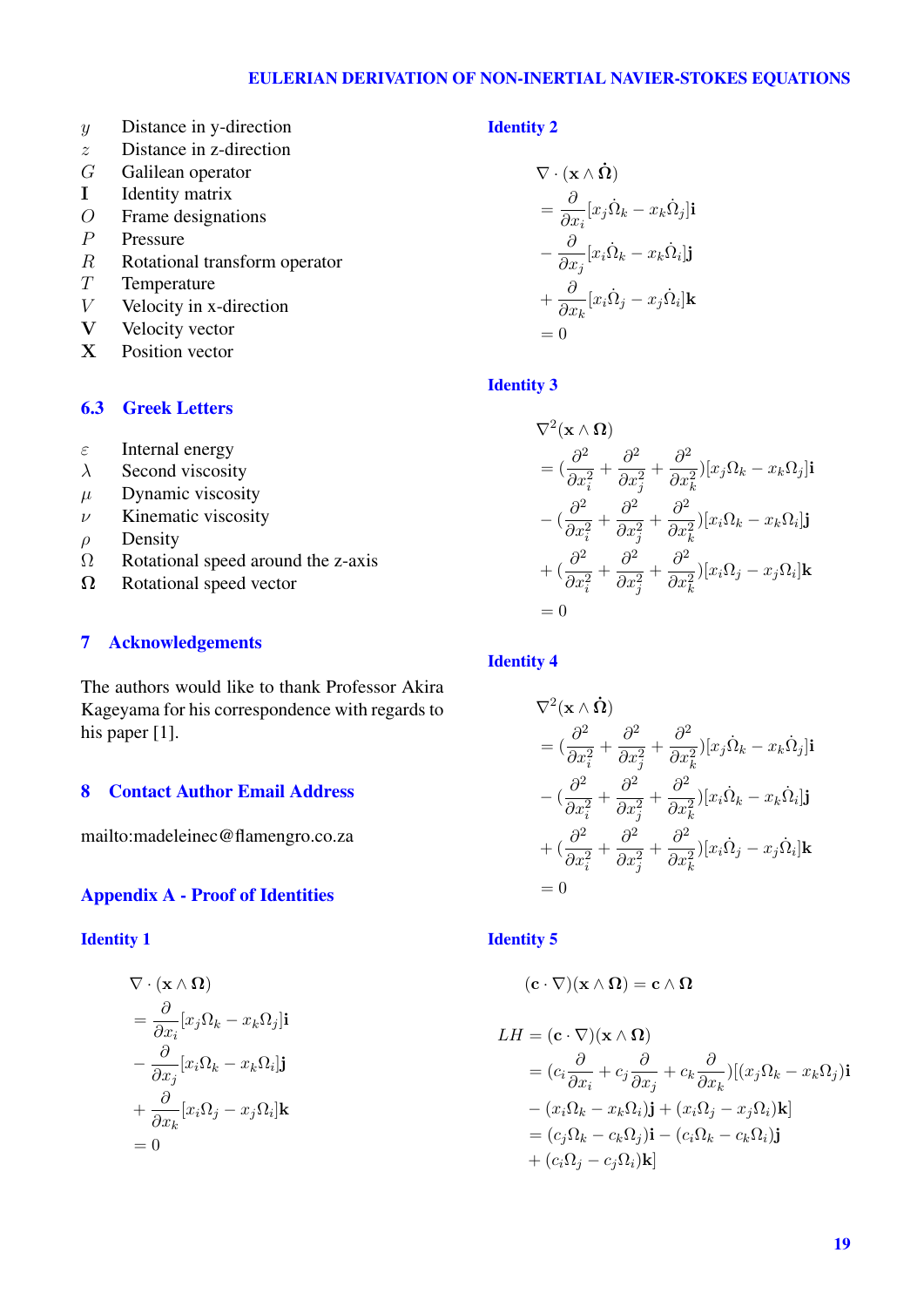| | |
|---|---|
| $y$ | Distance in y-direction |
| $z$ | Distance in z-direction |
| $G$ | Galilean operator |
| $\mathbf{I}$ | Identity matrix |
| $O$ | Frame designations |
| $P$ | Pressure |
| $R$ | Rotational transform operator |
| $T$ | Temperature |
| $V$ | Velocity in x-direction |
| $\mathbf{V}$ | Velocity vector |
| $\mathbf{X}$ | Position vector |

## 6.3 Greek Letters

| | |
|---|---|
| $\varepsilon$ | Internal energy |
| $\lambda$ | Second viscosity |
| $\mu$ | Dynamic viscosity |
| $\nu$ | Kinematic viscosity |
| $\rho$ | Density |
| $\Omega$ | Rotational speed around the z-axis |
| $\mathbf{\Omega}$ | Rotational speed vector |

# 7 Acknowledgements

The authors would like to thank Professor Akira Kageyama for his correspondence with regards to his paper [1].

# 8 Contact Author Email Address

mailto:madeleinec@flamengro.co.za

# Appendix A - Proof of Identities

### Identity 1

$$
\begin{aligned}
&\nabla \cdot (\mathbf{x} \wedge \mathbf{\Omega}) \\
&= \frac{\partial}{\partial x_i}[x_j \Omega_k - x_k \Omega_j]\mathbf{i} \\
&- \frac{\partial}{\partial x_j}[x_i \Omega_k - x_k \Omega_i]\mathbf{j} \\
&+ \frac{\partial}{\partial x_k}[x_i \Omega_j - x_j \Omega_i]\mathbf{k} \\
&= 0
\end{aligned}
$$

### Identity 2

$$
\begin{aligned}
&\nabla \cdot (\mathbf{x} \wedge \dot{\mathbf{\Omega}}) \\
&= \frac{\partial}{\partial x_i}[x_j \dot{\Omega}_k - x_k \dot{\Omega}_j]\mathbf{i} \\
&- \frac{\partial}{\partial x_j}[x_i \dot{\Omega}_k - x_k \dot{\Omega}_i]\mathbf{j} \\
&+ \frac{\partial}{\partial x_k}[x_i \dot{\Omega}_j - x_j \dot{\Omega}_i]\mathbf{k} \\
&= 0
\end{aligned}
$$

### Identity 3

$$
\begin{aligned}
&\nabla^2 (\mathbf{x} \wedge \mathbf{\Omega}) \\
&= (\frac{\partial^2}{\partial x_i^2} + \frac{\partial^2}{\partial x_j^2} + \frac{\partial^2}{\partial x_k^2})[x_j \Omega_k - x_k \Omega_j]\mathbf{i} \\
&- (\frac{\partial^2}{\partial x_i^2} + \frac{\partial^2}{\partial x_j^2} + \frac{\partial^2}{\partial x_k^2})[x_i \Omega_k - x_k \Omega_i]\mathbf{j} \\
&+ (\frac{\partial^2}{\partial x_i^2} + \frac{\partial^2}{\partial x_j^2} + \frac{\partial^2}{\partial x_k^2})[x_i \Omega_j - x_j \Omega_i]\mathbf{k} \\
&= 0
\end{aligned}
$$

### Identity 4

$$
\begin{aligned}
&\nabla^2 (\mathbf{x} \wedge \dot{\mathbf{\Omega}}) \\
&= (\frac{\partial^2}{\partial x_i^2} + \frac{\partial^2}{\partial x_j^2} + \frac{\partial^2}{\partial x_k^2})[x_j \dot{\Omega}_k - x_k \dot{\Omega}_j]\mathbf{i} \\
&- (\frac{\partial^2}{\partial x_i^2} + \frac{\partial^2}{\partial x_j^2} + \frac{\partial^2}{\partial x_k^2})[x_i \dot{\Omega}_k - x_k \dot{\Omega}_i]\mathbf{j} \\
&+ (\frac{\partial^2}{\partial x_i^2} + \frac{\partial^2}{\partial x_j^2} + \frac{\partial^2}{\partial x_k^2})[x_i \dot{\Omega}_j - x_j \dot{\Omega}_i]\mathbf{k} \\
&= 0
\end{aligned}
$$

### Identity 5

$$
(\mathbf{c} \cdot \nabla)(\mathbf{x} \wedge \mathbf{\Omega}) = \mathbf{c} \wedge \mathbf{\Omega}
$$

$$
\begin{aligned}
LH &= (\mathbf{c} \cdot \nabla)(\mathbf{x} \wedge \mathbf{\Omega}) \\
&= (c_i \frac{\partial}{\partial x_i} + c_j \frac{\partial}{\partial x_j} + c_k \frac{\partial}{\partial x_k})[(x_j \Omega_k - x_k \Omega_j)\mathbf{i} \\
&- (x_i \Omega_k - x_k \Omega_i)\mathbf{j} + (x_i \Omega_j - x_j \Omega_i)\mathbf{k}] \\
&= (c_j \Omega_k - c_k \Omega_j)\mathbf{i} - (c_i \Omega_k - c_k \Omega_i)\mathbf{j} \\
&+ (c_i \Omega_j - c_j \Omega_i)\mathbf{k}]
\end{aligned}
$$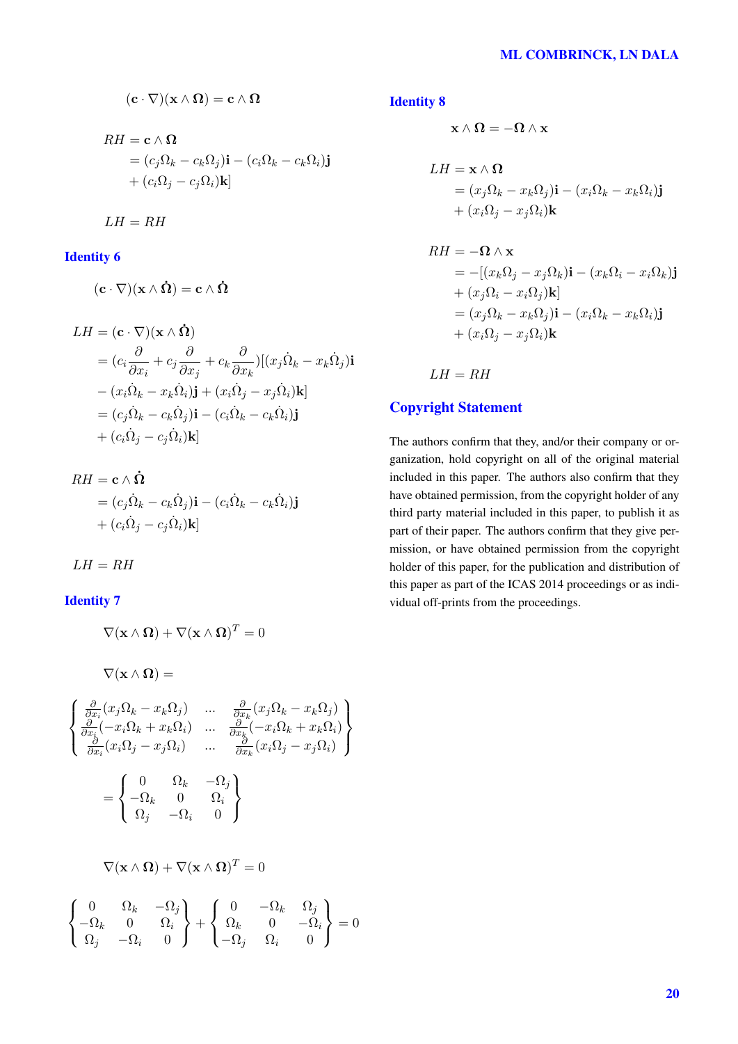$$(\mathbf{c} \cdot \nabla)(\mathbf{x} \wedge \boldsymbol{\Omega}) = \mathbf{c} \wedge \boldsymbol{\Omega}$$

$$\begin{aligned} RH &= \mathbf{c} \wedge \boldsymbol{\Omega} \\ &= (c_j\Omega_k - c_k\Omega_j)\mathbf{i} - (c_i\Omega_k - c_k\Omega_i)\mathbf{j} \\ &+ (c_i\Omega_j - c_j\Omega_i)\mathbf{k}] \end{aligned}$$

$$LH = RH$$

### Identity 6

$$(\mathbf{c} \cdot \nabla)(\mathbf{x} \wedge \dot{\boldsymbol{\Omega}}) = \mathbf{c} \wedge \dot{\boldsymbol{\Omega}}$$

$$\begin{aligned} LH &= (\mathbf{c} \cdot \nabla)(\mathbf{x} \wedge \dot{\boldsymbol{\Omega}}) \\ &= (c_i\frac{\partial}{\partial x_i} + c_j\frac{\partial}{\partial x_j} + c_k\frac{\partial}{\partial x_k})[(x_j\dot{\Omega}_k - x_k\dot{\Omega}_j)\mathbf{i} \\ &- (x_i\dot{\Omega}_k - x_k\dot{\Omega}_i)\mathbf{j} + (x_i\dot{\Omega}_j - x_j\dot{\Omega}_i)\mathbf{k}] \\ &= (c_j\dot{\Omega}_k - c_k\dot{\Omega}_j)\mathbf{i} - (c_i\dot{\Omega}_k - c_k\dot{\Omega}_i)\mathbf{j} \\ &+ (c_i\dot{\Omega}_j - c_j\dot{\Omega}_i)\mathbf{k}] \end{aligned}$$

$$\begin{aligned} RH &= \mathbf{c} \wedge \dot{\boldsymbol{\Omega}} \\ &= (c_j\dot{\Omega}_k - c_k\dot{\Omega}_j)\mathbf{i} - (c_i\dot{\Omega}_k - c_k\dot{\Omega}_i)\mathbf{j} \\ &+ (c_i\dot{\Omega}_j - c_j\dot{\Omega}_i)\mathbf{k}] \end{aligned}$$

$$LH = RH$$

### Identity 7

$$\nabla(\mathbf{x} \wedge \boldsymbol{\Omega}) + \nabla(\mathbf{x} \wedge \boldsymbol{\Omega})^T = 0$$

$$\nabla(\mathbf{x} \wedge \boldsymbol{\Omega}) =$$

$$\left\{\begin{array}{ccc} \frac{\partial}{\partial x_i}(x_j\Omega_k - x_k\Omega_j) & \ldots & \frac{\partial}{\partial x_k}(x_j\Omega_k - x_k\Omega_j) \\ \frac{\partial}{\partial x_i}(-x_i\Omega_k + x_k\Omega_i) & \ldots & \frac{\partial}{\partial x_k}(-x_i\Omega_k + x_k\Omega_i) \\ \frac{\partial}{\partial x_i}(x_i\Omega_j - x_j\Omega_i) & \ldots & \frac{\partial}{\partial x_k}(x_i\Omega_j - x_j\Omega_i) \end{array}\right\}$$

$$= \left\{\begin{array}{ccc} 0 & \Omega_k & -\Omega_j \\ -\Omega_k & 0 & \Omega_i \\ \Omega_j & -\Omega_i & 0 \end{array}\right\}$$

$$\nabla(\mathbf{x} \wedge \boldsymbol{\Omega}) + \nabla(\mathbf{x} \wedge \boldsymbol{\Omega})^T = 0$$

$$\left\{\begin{array}{ccc} 0 & \Omega_k & -\Omega_j \\ -\Omega_k & 0 & \Omega_i \\ \Omega_j & -\Omega_i & 0 \end{array}\right\} + \left\{\begin{array}{ccc} 0 & -\Omega_k & \Omega_j \\ \Omega_k & 0 & -\Omega_i \\ -\Omega_j & \Omega_i & 0 \end{array}\right\} = 0$$

### Identity 8

$$\mathbf{x} \wedge \boldsymbol{\Omega} = -\boldsymbol{\Omega} \wedge \mathbf{x}$$

$$\begin{aligned} LH &= \mathbf{x} \wedge \boldsymbol{\Omega} \\ &= (x_j\Omega_k - x_k\Omega_j)\mathbf{i} - (x_i\Omega_k - x_k\Omega_i)\mathbf{j} \\ &+ (x_i\Omega_j - x_j\Omega_i)\mathbf{k} \end{aligned}$$

$$\begin{aligned} RH &= -\boldsymbol{\Omega} \wedge \mathbf{x} \\ &= -[(x_k\Omega_j - x_j\Omega_k)\mathbf{i} - (x_k\Omega_i - x_i\Omega_k)\mathbf{j} \\ &+ (x_j\Omega_i - x_i\Omega_j)\mathbf{k}] \\ &= (x_j\Omega_k - x_k\Omega_j)\mathbf{i} - (x_i\Omega_k - x_k\Omega_i)\mathbf{j} \\ &+ (x_i\Omega_j - x_j\Omega_i)\mathbf{k} \end{aligned}$$

$$LH = RH$$

## Copyright Statement

The authors confirm that they, and/or their company or organization, hold copyright on all of the original material included in this paper. The authors also confirm that they have obtained permission, from the copyright holder of any third party material included in this paper, to publish it as part of their paper. The authors confirm that they give permission, or have obtained permission from the copyright holder of this paper, for the publication and distribution of this paper as part of the ICAS 2014 proceedings or as individual off-prints from the proceedings.